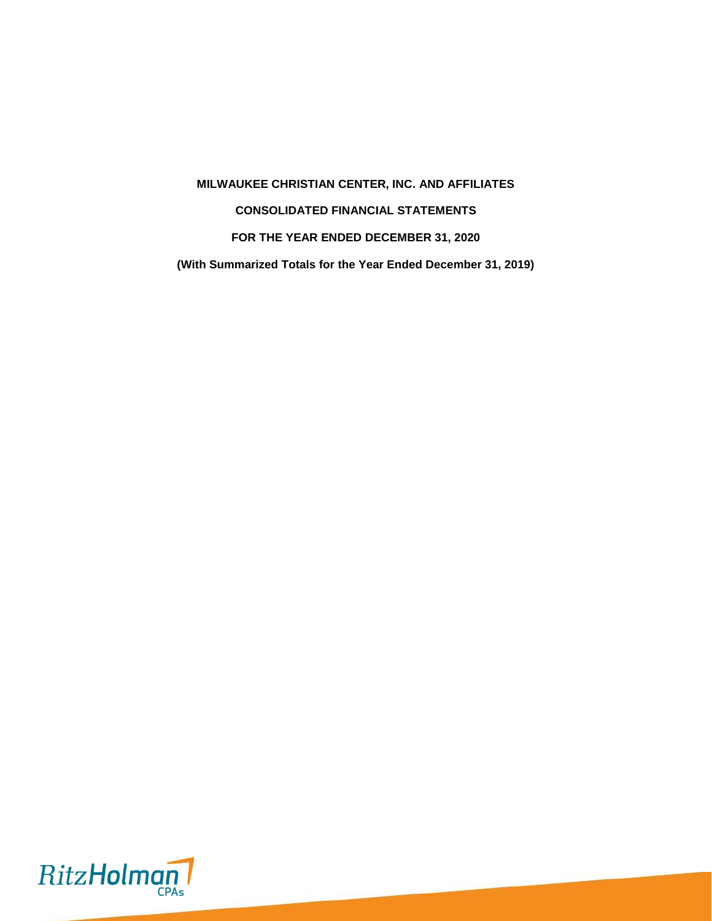# MILWAUKEE CHRISTIAN CENTER, INC. AND AFFILIATES

## CONSOLIDATED FINANCIAL STATEMENTS

## FOR THE YEAR ENDED DECEMBER 31, 2020

**(With Summarized Totals for the Year Ended December 31, 2019)**

RitzHolman CPAs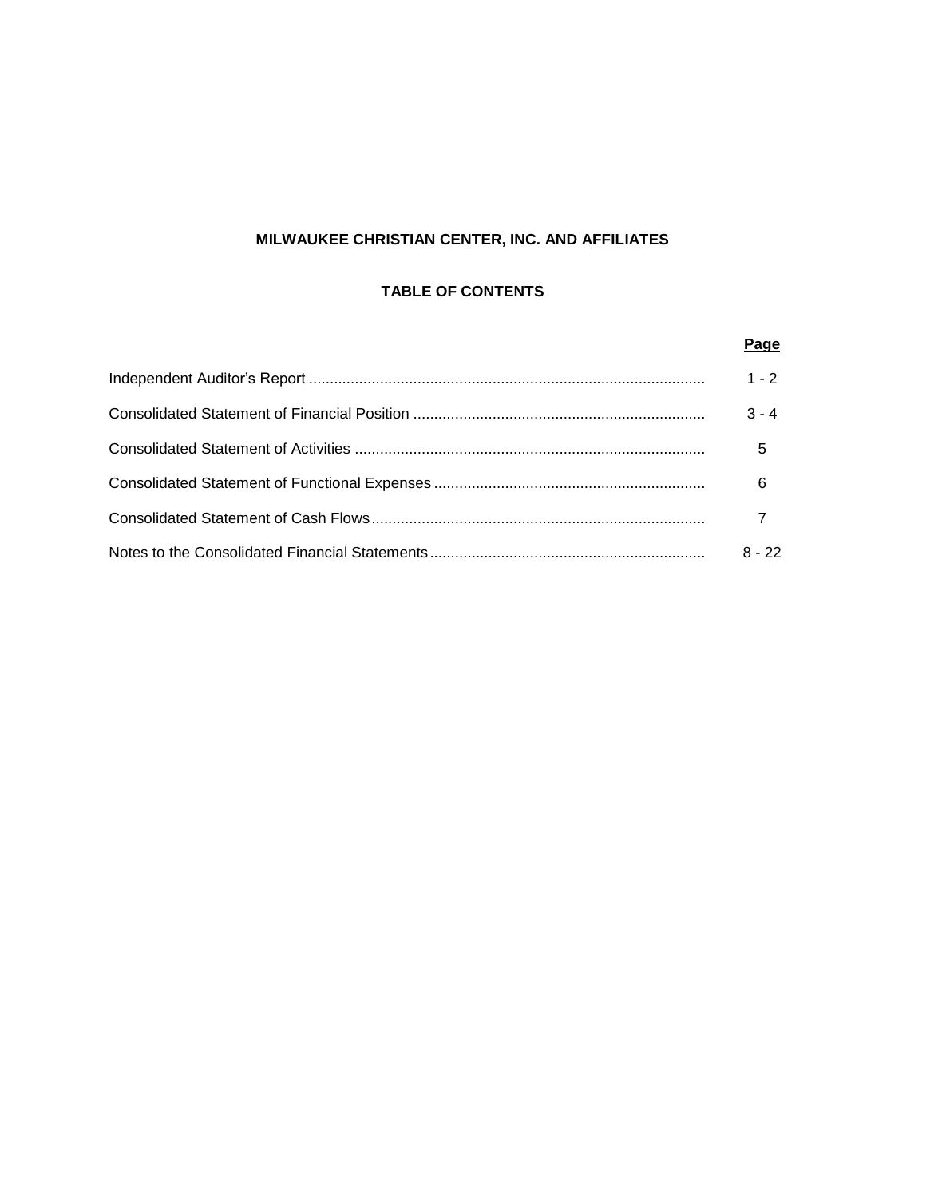**MILWAUKEE CHRISTIAN CENTER, INC. AND AFFILIATES**

**TABLE OF CONTENTS**

| | Page |
|---|---|
| Independent Auditor's Report | 1 - 2 |
| Consolidated Statement of Financial Position | 3 - 4 |
| Consolidated Statement of Activities | 5 |
| Consolidated Statement of Functional Expenses | 6 |
| Consolidated Statement of Cash Flows | 7 |
| Notes to the Consolidated Financial Statements | 8 - 22 |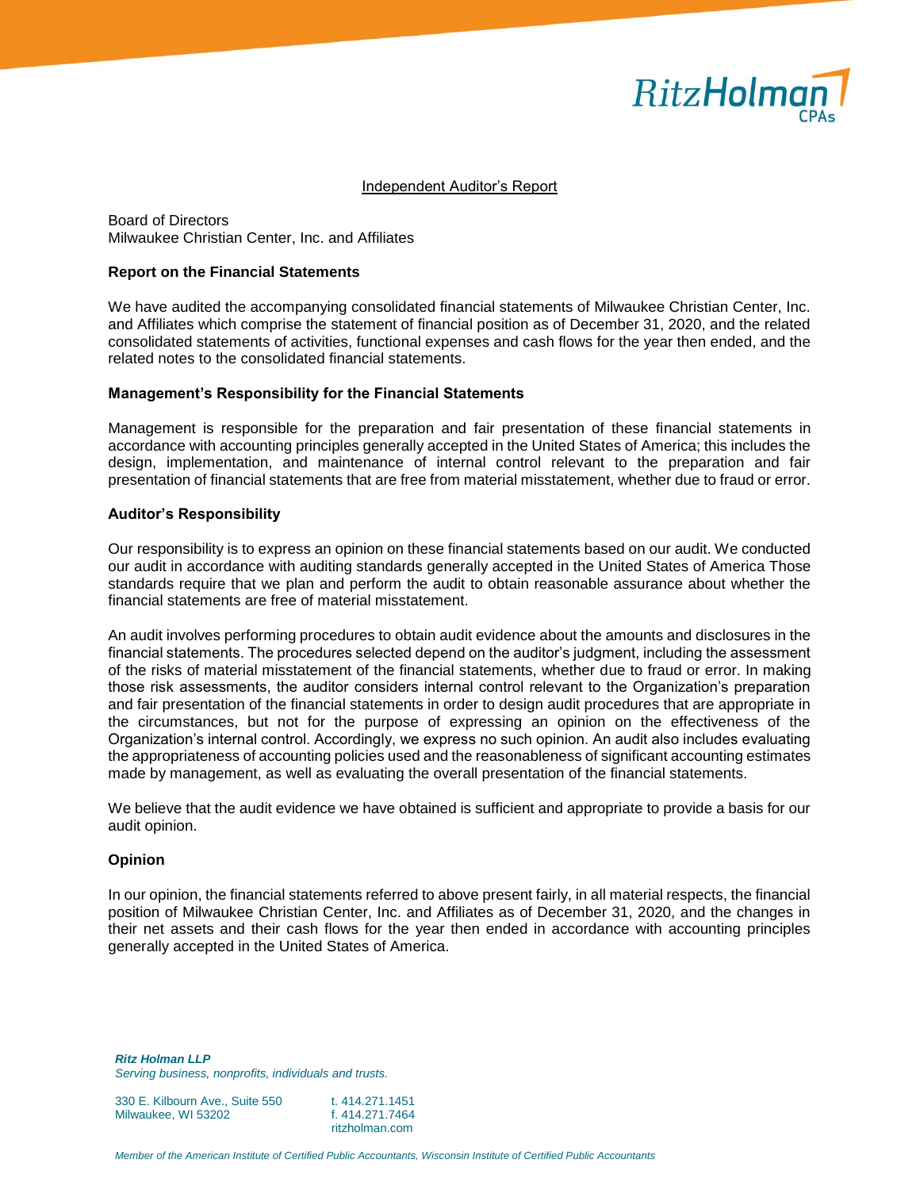RitzHolman CPAs

Independent Auditor's Report

Board of Directors
Milwaukee Christian Center, Inc. and Affiliates

**Report on the Financial Statements**

We have audited the accompanying consolidated financial statements of Milwaukee Christian Center, Inc. and Affiliates which comprise the statement of financial position as of December 31, 2020, and the related consolidated statements of activities, functional expenses and cash flows for the year then ended, and the related notes to the consolidated financial statements.

**Management's Responsibility for the Financial Statements**

Management is responsible for the preparation and fair presentation of these financial statements in accordance with accounting principles generally accepted in the United States of America; this includes the design, implementation, and maintenance of internal control relevant to the preparation and fair presentation of financial statements that are free from material misstatement, whether due to fraud or error.

**Auditor's Responsibility**

Our responsibility is to express an opinion on these financial statements based on our audit. We conducted our audit in accordance with auditing standards generally accepted in the United States of America Those standards require that we plan and perform the audit to obtain reasonable assurance about whether the financial statements are free of material misstatement.

An audit involves performing procedures to obtain audit evidence about the amounts and disclosures in the financial statements. The procedures selected depend on the auditor's judgment, including the assessment of the risks of material misstatement of the financial statements, whether due to fraud or error. In making those risk assessments, the auditor considers internal control relevant to the Organization's preparation and fair presentation of the financial statements in order to design audit procedures that are appropriate in the circumstances, but not for the purpose of expressing an opinion on the effectiveness of the Organization's internal control. Accordingly, we express no such opinion. An audit also includes evaluating the appropriateness of accounting policies used and the reasonableness of significant accounting estimates made by management, as well as evaluating the overall presentation of the financial statements.

We believe that the audit evidence we have obtained is sufficient and appropriate to provide a basis for our audit opinion.

**Opinion**

In our opinion, the financial statements referred to above present fairly, in all material respects, the financial position of Milwaukee Christian Center, Inc. and Affiliates as of December 31, 2020, and the changes in their net assets and their cash flows for the year then ended in accordance with accounting principles generally accepted in the United States of America.

***Ritz Holman LLP***
*Serving business, nonprofits, individuals and trusts.*

330 E. Kilbourn Ave., Suite 550
Milwaukee, WI 53202

t. 414.271.1451
f. 414.271.7464
ritzholman.com

*Member of the American Institute of Certified Public Accountants, Wisconsin Institute of Certified Public Accountants*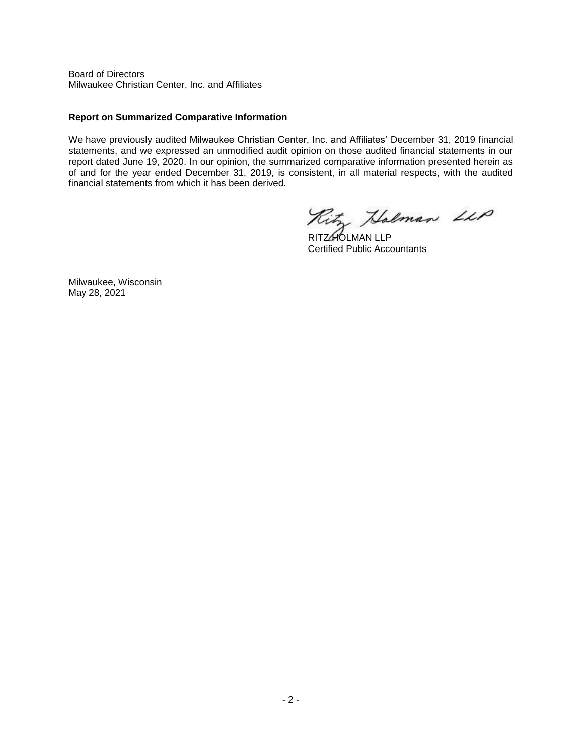Board of Directors
Milwaukee Christian Center, Inc. and Affiliates

**Report on Summarized Comparative Information**

We have previously audited Milwaukee Christian Center, Inc. and Affiliates' December 31, 2019 financial statements, and we expressed an unmodified audit opinion on those audited financial statements in our report dated June 19, 2020. In our opinion, the summarized comparative information presented herein as of and for the year ended December 31, 2019, is consistent, in all material respects, with the audited financial statements from which it has been derived.

RITZ HOLMAN LLP
Certified Public Accountants

Milwaukee, Wisconsin
May 28, 2021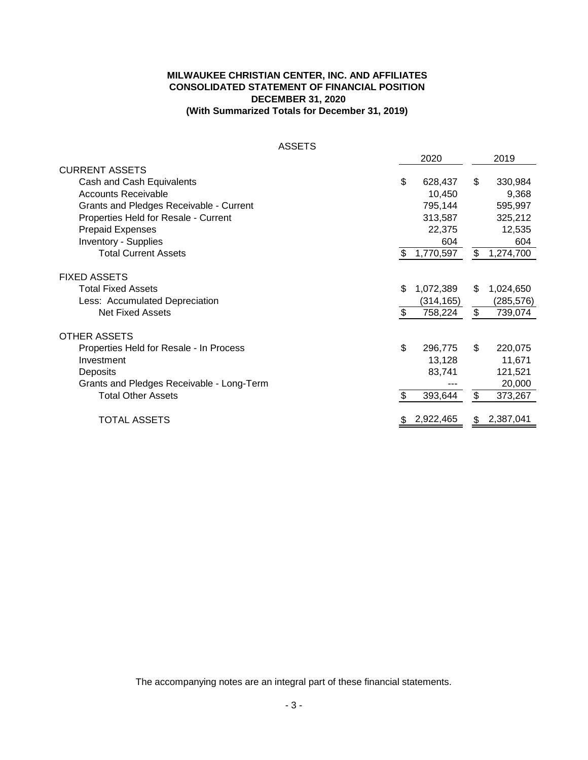**MILWAUKEE CHRISTIAN CENTER, INC. AND AFFILIATES**
**CONSOLIDATED STATEMENT OF FINANCIAL POSITION**
**DECEMBER 31, 2020**
**(With Summarized Totals for December 31, 2019)**

ASSETS

| | 2020 | 2019 |
|---|---|---|
| CURRENT ASSETS | | |
| Cash and Cash Equivalents | $ 628,437 | $ 330,984 |
| Accounts Receivable | 10,450 | 9,368 |
| Grants and Pledges Receivable - Current | 795,144 | 595,997 |
| Properties Held for Resale - Current | 313,587 | 325,212 |
| Prepaid Expenses | 22,375 | 12,535 |
| Inventory - Supplies | 604 | 604 |
| Total Current Assets | $ 1,770,597 | $ 1,274,700 |
| FIXED ASSETS | | |
| Total Fixed Assets | $ 1,072,389 | $ 1,024,650 |
| Less: Accumulated Depreciation | (314,165) | (285,576) |
| Net Fixed Assets | $ 758,224 | $ 739,074 |
| OTHER ASSETS | | |
| Properties Held for Resale - In Process | $ 296,775 | $ 220,075 |
| Investment | 13,128 | 11,671 |
| Deposits | 83,741 | 121,521 |
| Grants and Pledges Receivable - Long-Term | --- | 20,000 |
| Total Other Assets | $ 393,644 | $ 373,267 |
| TOTAL ASSETS | $ 2,922,465 | $ 2,387,041 |

The accompanying notes are an integral part of these financial statements.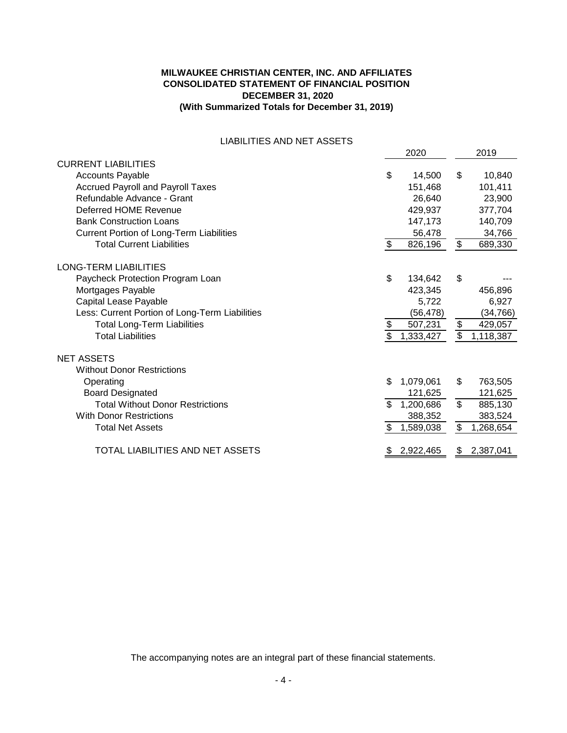**MILWAUKEE CHRISTIAN CENTER, INC. AND AFFILIATES**
**CONSOLIDATED STATEMENT OF FINANCIAL POSITION**
**DECEMBER 31, 2020**
**(With Summarized Totals for December 31, 2019)**

LIABILITIES AND NET ASSETS

| | 2020 | 2019 |
|---|---|---|
| CURRENT LIABILITIES | | |
| Accounts Payable | $ 14,500 | $ 10,840 |
| Accrued Payroll and Payroll Taxes | 151,468 | 101,411 |
| Refundable Advance - Grant | 26,640 | 23,900 |
| Deferred HOME Revenue | 429,937 | 377,704 |
| Bank Construction Loans | 147,173 | 140,709 |
| Current Portion of Long-Term Liabilities | 56,478 | 34,766 |
| Total Current Liabilities | $ 826,196 | $ 689,330 |
| LONG-TERM LIABILITIES | | |
| Paycheck Protection Program Loan | $ 134,642 | $ --- |
| Mortgages Payable | 423,345 | 456,896 |
| Capital Lease Payable | 5,722 | 6,927 |
| Less: Current Portion of Long-Term Liabilities | (56,478) | (34,766) |
| Total Long-Term Liabilities | $ 507,231 | $ 429,057 |
| Total Liabilities | $ 1,333,427 | $ 1,118,387 |
| NET ASSETS | | |
| Without Donor Restrictions | | |
| Operating | $ 1,079,061 | $ 763,505 |
| Board Designated | 121,625 | 121,625 |
| Total Without Donor Restrictions | $ 1,200,686 | $ 885,130 |
| With Donor Restrictions | 388,352 | 383,524 |
| Total Net Assets | $ 1,589,038 | $ 1,268,654 |
| TOTAL LIABILITIES AND NET ASSETS | $ 2,922,465 | $ 2,387,041 |

The accompanying notes are an integral part of these financial statements.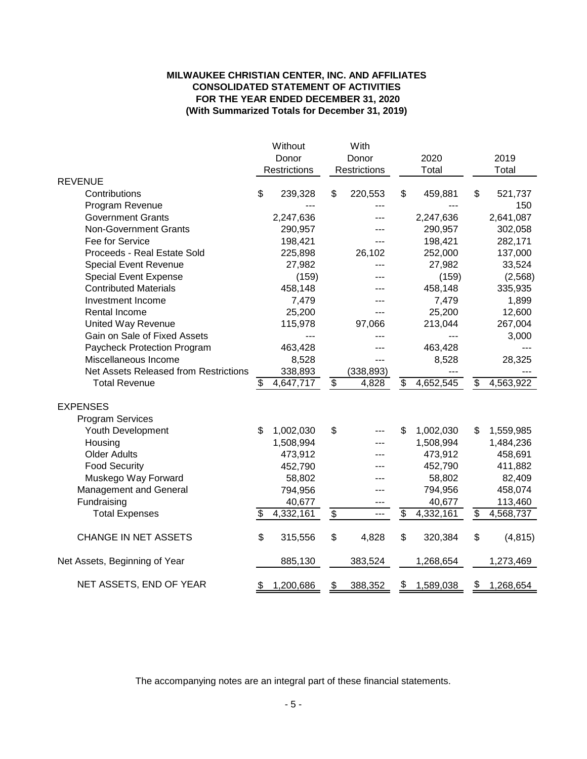**MILWAUKEE CHRISTIAN CENTER, INC. AND AFFILIATES**
**CONSOLIDATED STATEMENT OF ACTIVITIES**
**FOR THE YEAR ENDED DECEMBER 31, 2020**
**(With Summarized Totals for December 31, 2019)**

| | Without Donor Restrictions | With Donor Restrictions | 2020 Total | 2019 Total |
|---|---|---|---|---|
| REVENUE | | | | |
| Contributions | $ 239,328 | $ 220,553 | $ 459,881 | $ 521,737 |
| Program Revenue | --- | --- | --- | 150 |
| Government Grants | 2,247,636 | --- | 2,247,636 | 2,641,087 |
| Non-Government Grants | 290,957 | --- | 290,957 | 302,058 |
| Fee for Service | 198,421 | --- | 198,421 | 282,171 |
| Proceeds - Real Estate Sold | 225,898 | 26,102 | 252,000 | 137,000 |
| Special Event Revenue | 27,982 | --- | 27,982 | 33,524 |
| Special Event Expense | (159) | --- | (159) | (2,568) |
| Contributed Materials | 458,148 | --- | 458,148 | 335,935 |
| Investment Income | 7,479 | --- | 7,479 | 1,899 |
| Rental Income | 25,200 | --- | 25,200 | 12,600 |
| United Way Revenue | 115,978 | 97,066 | 213,044 | 267,004 |
| Gain on Sale of Fixed Assets | --- | --- | --- | 3,000 |
| Paycheck Protection Program | 463,428 | --- | 463,428 | --- |
| Miscellaneous Income | 8,528 | --- | 8,528 | 28,325 |
| Net Assets Released from Restrictions | 338,893 | (338,893) | --- | --- |
| Total Revenue | $ 4,647,717 | $ 4,828 | $ 4,652,545 | $ 4,563,922 |
| EXPENSES | | | | |
| Program Services | | | | |
| Youth Development | $ 1,002,030 | $ --- | $ 1,002,030 | $ 1,559,985 |
| Housing | 1,508,994 | --- | 1,508,994 | 1,484,236 |
| Older Adults | 473,912 | --- | 473,912 | 458,691 |
| Food Security | 452,790 | --- | 452,790 | 411,882 |
| Muskego Way Forward | 58,802 | --- | 58,802 | 82,409 |
| Management and General | 794,956 | --- | 794,956 | 458,074 |
| Fundraising | 40,677 | --- | 40,677 | 113,460 |
| Total Expenses | $ 4,332,161 | $ --- | $ 4,332,161 | $ 4,568,737 |
| CHANGE IN NET ASSETS | $ 315,556 | $ 4,828 | $ 320,384 | $ (4,815) |
| Net Assets, Beginning of Year | 885,130 | 383,524 | 1,268,654 | 1,273,469 |
| NET ASSETS, END OF YEAR | $ 1,200,686 | $ 388,352 | $ 1,589,038 | $ 1,268,654 |

The accompanying notes are an integral part of these financial statements.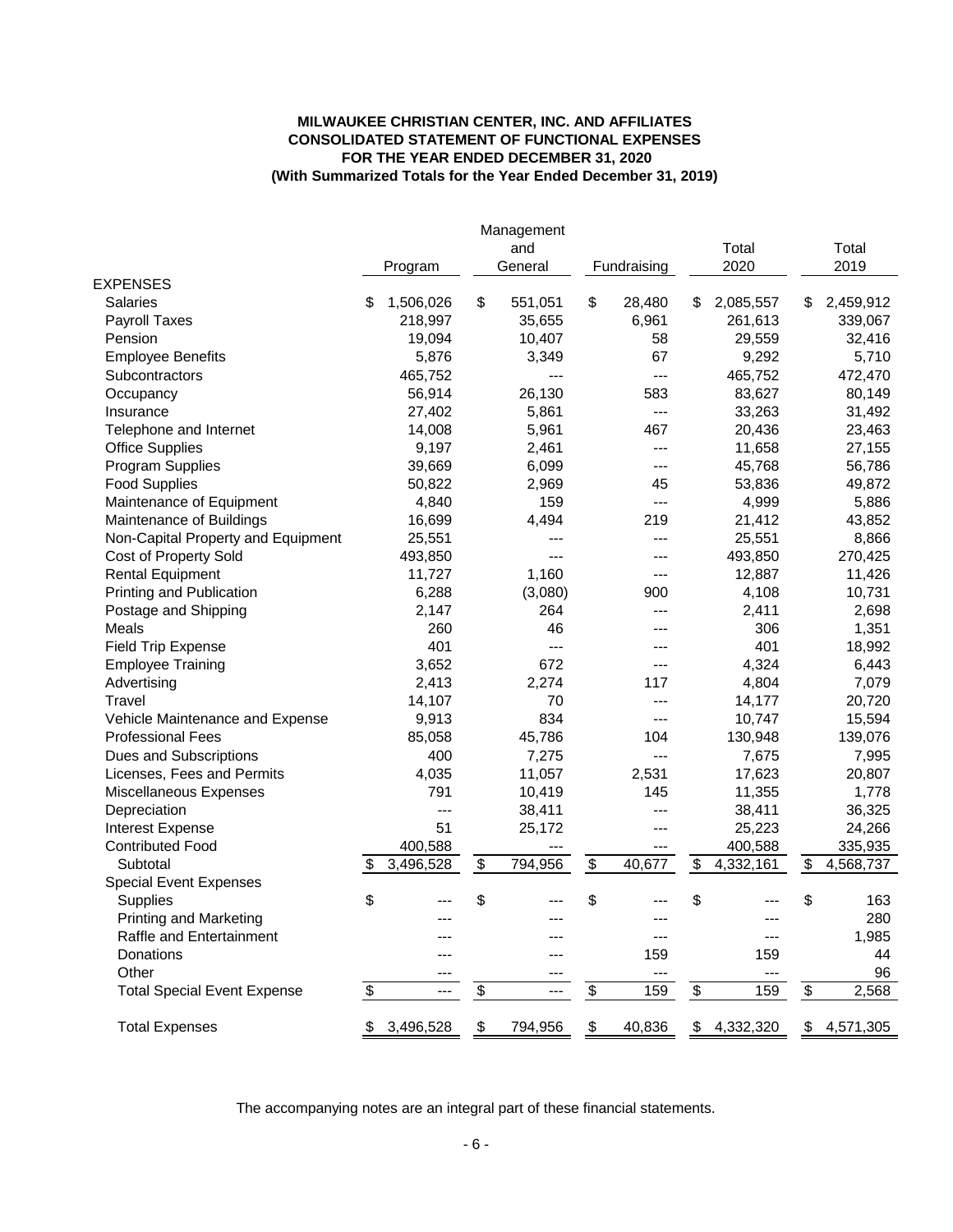**MILWAUKEE CHRISTIAN CENTER, INC. AND AFFILIATES**
**CONSOLIDATED STATEMENT OF FUNCTIONAL EXPENSES**
**FOR THE YEAR ENDED DECEMBER 31, 2020**
**(With Summarized Totals for the Year Ended December 31, 2019)**

| | Program | Management and General | Fundraising | Total 2020 | Total 2019 |
|---|---|---|---|---|---|
| EXPENSES | | | | | |
| Salaries | $ 1,506,026 | $ 551,051 | $ 28,480 | $ 2,085,557 | $ 2,459,912 |
| Payroll Taxes | 218,997 | 35,655 | 6,961 | 261,613 | 339,067 |
| Pension | 19,094 | 10,407 | 58 | 29,559 | 32,416 |
| Employee Benefits | 5,876 | 3,349 | 67 | 9,292 | 5,710 |
| Subcontractors | 465,752 | --- | --- | 465,752 | 472,470 |
| Occupancy | 56,914 | 26,130 | 583 | 83,627 | 80,149 |
| Insurance | 27,402 | 5,861 | --- | 33,263 | 31,492 |
| Telephone and Internet | 14,008 | 5,961 | 467 | 20,436 | 23,463 |
| Office Supplies | 9,197 | 2,461 | --- | 11,658 | 27,155 |
| Program Supplies | 39,669 | 6,099 | --- | 45,768 | 56,786 |
| Food Supplies | 50,822 | 2,969 | 45 | 53,836 | 49,872 |
| Maintenance of Equipment | 4,840 | 159 | --- | 4,999 | 5,886 |
| Maintenance of Buildings | 16,699 | 4,494 | 219 | 21,412 | 43,852 |
| Non-Capital Property and Equipment | 25,551 | --- | --- | 25,551 | 8,866 |
| Cost of Property Sold | 493,850 | --- | --- | 493,850 | 270,425 |
| Rental Equipment | 11,727 | 1,160 | --- | 12,887 | 11,426 |
| Printing and Publication | 6,288 | (3,080) | 900 | 4,108 | 10,731 |
| Postage and Shipping | 2,147 | 264 | --- | 2,411 | 2,698 |
| Meals | 260 | 46 | --- | 306 | 1,351 |
| Field Trip Expense | 401 | --- | --- | 401 | 18,992 |
| Employee Training | 3,652 | 672 | --- | 4,324 | 6,443 |
| Advertising | 2,413 | 2,274 | 117 | 4,804 | 7,079 |
| Travel | 14,107 | 70 | --- | 14,177 | 20,720 |
| Vehicle Maintenance and Expense | 9,913 | 834 | --- | 10,747 | 15,594 |
| Professional Fees | 85,058 | 45,786 | 104 | 130,948 | 139,076 |
| Dues and Subscriptions | 400 | 7,275 | --- | 7,675 | 7,995 |
| Licenses, Fees and Permits | 4,035 | 11,057 | 2,531 | 17,623 | 20,807 |
| Miscellaneous Expenses | 791 | 10,419 | 145 | 11,355 | 1,778 |
| Depreciation | --- | 38,411 | --- | 38,411 | 36,325 |
| Interest Expense | 51 | 25,172 | --- | 25,223 | 24,266 |
| Contributed Food | 400,588 | --- | --- | 400,588 | 335,935 |
| Subtotal | $ 3,496,528 | $ 794,956 | $ 40,677 | $ 4,332,161 | $ 4,568,737 |
| Special Event Expenses | | | | | |
| Supplies | $ --- | $ --- | $ --- | $ --- | $ 163 |
| Printing and Marketing | --- | --- | --- | --- | 280 |
| Raffle and Entertainment | --- | --- | --- | --- | 1,985 |
| Donations | --- | --- | 159 | 159 | 44 |
| Other | --- | --- | --- | --- | 96 |
| Total Special Event Expense | $ --- | $ --- | $ 159 | $ 159 | $ 2,568 |
| Total Expenses | $ 3,496,528 | $ 794,956 | $ 40,836 | $ 4,332,320 | $ 4,571,305 |

The accompanying notes are an integral part of these financial statements.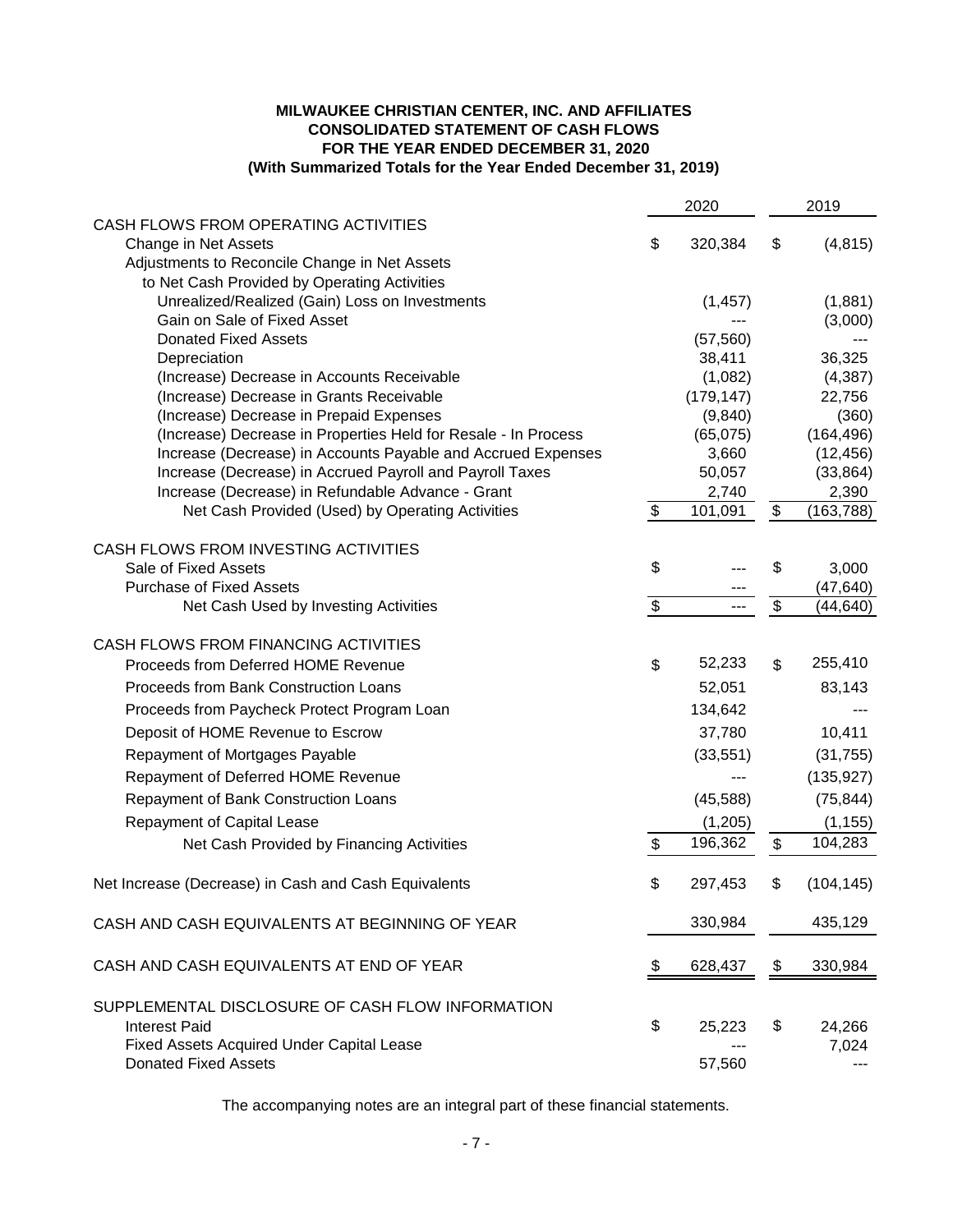# MILWAUKEE CHRISTIAN CENTER, INC. AND AFFILIATES
## CONSOLIDATED STATEMENT OF CASH FLOWS
### FOR THE YEAR ENDED DECEMBER 31, 2020
### (With Summarized Totals for the Year Ended December 31, 2019)

| | 2020 | 2019 |
|---|---|---|
| CASH FLOWS FROM OPERATING ACTIVITIES | | |
| Change in Net Assets | $ 320,384 | $ (4,815) |
| Adjustments to Reconcile Change in Net Assets to Net Cash Provided by Operating Activities | | |
| Unrealized/Realized (Gain) Loss on Investments | (1,457) | (1,881) |
| Gain on Sale of Fixed Asset | --- | (3,000) |
| Donated Fixed Assets | (57,560) | --- |
| Depreciation | 38,411 | 36,325 |
| (Increase) Decrease in Accounts Receivable | (1,082) | (4,387) |
| (Increase) Decrease in Grants Receivable | (179,147) | 22,756 |
| (Increase) Decrease in Prepaid Expenses | (9,840) | (360) |
| (Increase) Decrease in Properties Held for Resale - In Process | (65,075) | (164,496) |
| Increase (Decrease) in Accounts Payable and Accrued Expenses | 3,660 | (12,456) |
| Increase (Decrease) in Accrued Payroll and Payroll Taxes | 50,057 | (33,864) |
| Increase (Decrease) in Refundable Advance - Grant | 2,740 | 2,390 |
| Net Cash Provided (Used) by Operating Activities | $ 101,091 | $ (163,788) |
| CASH FLOWS FROM INVESTING ACTIVITIES | | |
| Sale of Fixed Assets | $ --- | $ 3,000 |
| Purchase of Fixed Assets | --- | (47,640) |
| Net Cash Used by Investing Activities | $ --- | $ (44,640) |
| CASH FLOWS FROM FINANCING ACTIVITIES | | |
| Proceeds from Deferred HOME Revenue | $ 52,233 | $ 255,410 |
| Proceeds from Bank Construction Loans | 52,051 | 83,143 |
| Proceeds from Paycheck Protect Program Loan | 134,642 | --- |
| Deposit of HOME Revenue to Escrow | 37,780 | 10,411 |
| Repayment of Mortgages Payable | (33,551) | (31,755) |
| Repayment of Deferred HOME Revenue | --- | (135,927) |
| Repayment of Bank Construction Loans | (45,588) | (75,844) |
| Repayment of Capital Lease | (1,205) | (1,155) |
| Net Cash Provided by Financing Activities | $ 196,362 | $ 104,283 |
| Net Increase (Decrease) in Cash and Cash Equivalents | $ 297,453 | $ (104,145) |
| CASH AND CASH EQUIVALENTS AT BEGINNING OF YEAR | 330,984 | 435,129 |
| CASH AND CASH EQUIVALENTS AT END OF YEAR | $ 628,437 | $ 330,984 |
| SUPPLEMENTAL DISCLOSURE OF CASH FLOW INFORMATION | | |
| Interest Paid | $ 25,223 | $ 24,266 |
| Fixed Assets Acquired Under Capital Lease | --- | 7,024 |
| Donated Fixed Assets | 57,560 | --- |

The accompanying notes are an integral part of these financial statements.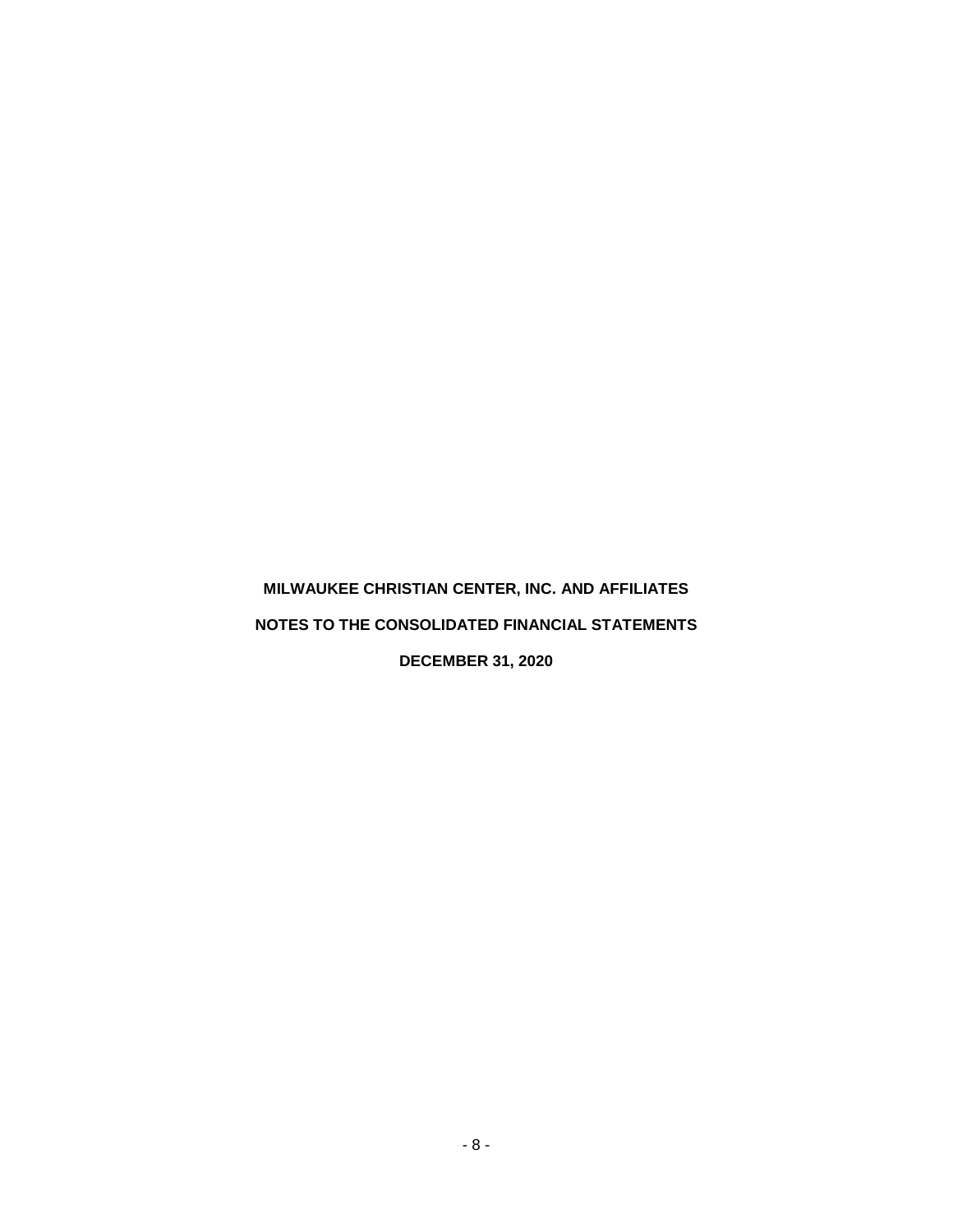**MILWAUKEE CHRISTIAN CENTER, INC. AND AFFILIATES**

**NOTES TO THE CONSOLIDATED FINANCIAL STATEMENTS**

**DECEMBER 31, 2020**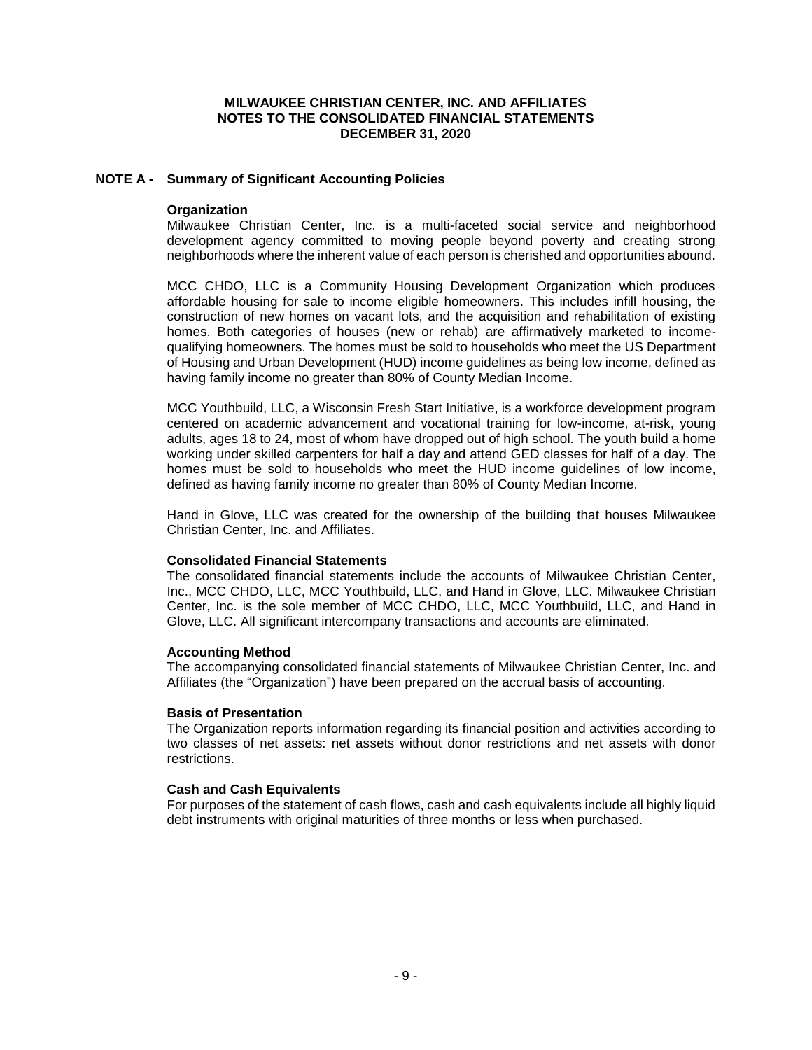# MILWAUKEE CHRISTIAN CENTER, INC. AND AFFILIATES
## NOTES TO THE CONSOLIDATED FINANCIAL STATEMENTS
## DECEMBER 31, 2020

## NOTE A - Summary of Significant Accounting Policies

### Organization

Milwaukee Christian Center, Inc. is a multi-faceted social service and neighborhood development agency committed to moving people beyond poverty and creating strong neighborhoods where the inherent value of each person is cherished and opportunities abound.

MCC CHDO, LLC is a Community Housing Development Organization which produces affordable housing for sale to income eligible homeowners. This includes infill housing, the construction of new homes on vacant lots, and the acquisition and rehabilitation of existing homes. Both categories of houses (new or rehab) are affirmatively marketed to income-qualifying homeowners. The homes must be sold to households who meet the US Department of Housing and Urban Development (HUD) income guidelines as being low income, defined as having family income no greater than 80% of County Median Income.

MCC Youthbuild, LLC, a Wisconsin Fresh Start Initiative, is a workforce development program centered on academic advancement and vocational training for low-income, at-risk, young adults, ages 18 to 24, most of whom have dropped out of high school. The youth build a home working under skilled carpenters for half a day and attend GED classes for half of a day. The homes must be sold to households who meet the HUD income guidelines of low income, defined as having family income no greater than 80% of County Median Income.

Hand in Glove, LLC was created for the ownership of the building that houses Milwaukee Christian Center, Inc. and Affiliates.

### Consolidated Financial Statements

The consolidated financial statements include the accounts of Milwaukee Christian Center, Inc., MCC CHDO, LLC, MCC Youthbuild, LLC, and Hand in Glove, LLC. Milwaukee Christian Center, Inc. is the sole member of MCC CHDO, LLC, MCC Youthbuild, LLC, and Hand in Glove, LLC. All significant intercompany transactions and accounts are eliminated.

### Accounting Method

The accompanying consolidated financial statements of Milwaukee Christian Center, Inc. and Affiliates (the "Organization") have been prepared on the accrual basis of accounting.

### Basis of Presentation

The Organization reports information regarding its financial position and activities according to two classes of net assets: net assets without donor restrictions and net assets with donor restrictions.

### Cash and Cash Equivalents

For purposes of the statement of cash flows, cash and cash equivalents include all highly liquid debt instruments with original maturities of three months or less when purchased.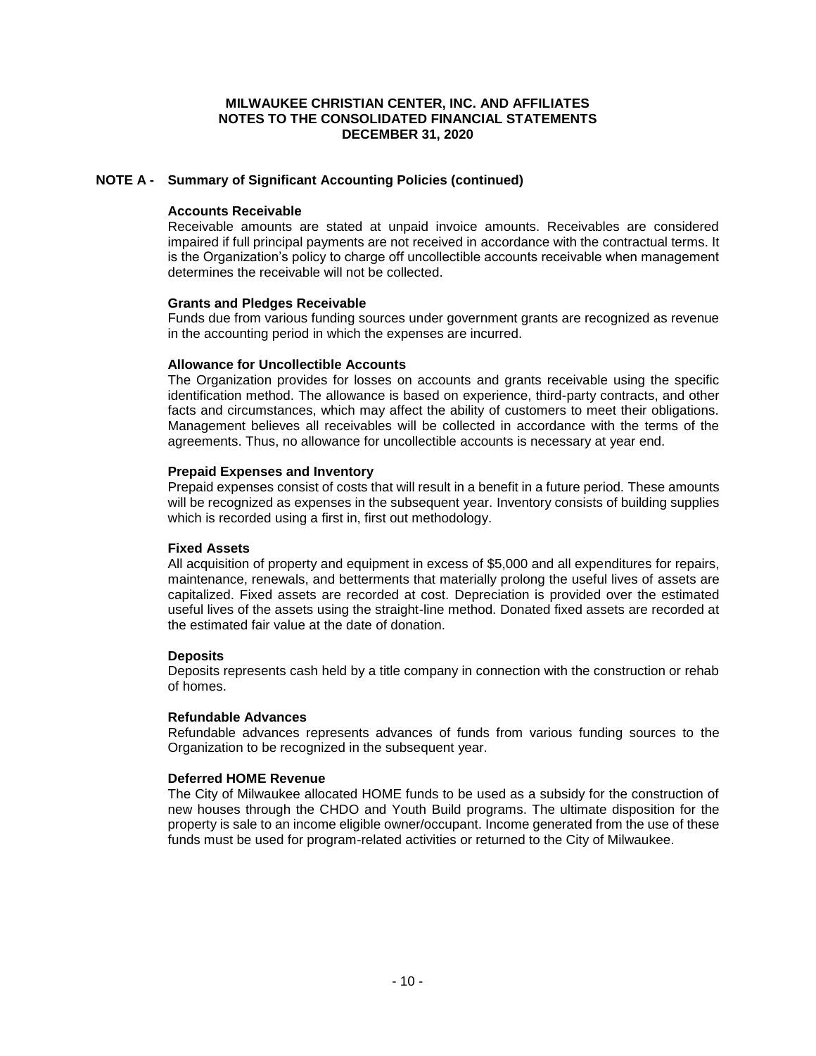## NOTE A - Summary of Significant Accounting Policies (continued)

**Accounts Receivable**
Receivable amounts are stated at unpaid invoice amounts. Receivables are considered impaired if full principal payments are not received in accordance with the contractual terms. It is the Organization's policy to charge off uncollectible accounts receivable when management determines the receivable will not be collected.

**Grants and Pledges Receivable**
Funds due from various funding sources under government grants are recognized as revenue in the accounting period in which the expenses are incurred.

**Allowance for Uncollectible Accounts**
The Organization provides for losses on accounts and grants receivable using the specific identification method. The allowance is based on experience, third-party contracts, and other facts and circumstances, which may affect the ability of customers to meet their obligations. Management believes all receivables will be collected in accordance with the terms of the agreements. Thus, no allowance for uncollectible accounts is necessary at year end.

**Prepaid Expenses and Inventory**
Prepaid expenses consist of costs that will result in a benefit in a future period. These amounts will be recognized as expenses in the subsequent year. Inventory consists of building supplies which is recorded using a first in, first out methodology.

**Fixed Assets**
All acquisition of property and equipment in excess of $5,000 and all expenditures for repairs, maintenance, renewals, and betterments that materially prolong the useful lives of assets are capitalized. Fixed assets are recorded at cost. Depreciation is provided over the estimated useful lives of the assets using the straight-line method. Donated fixed assets are recorded at the estimated fair value at the date of donation.

**Deposits**
Deposits represents cash held by a title company in connection with the construction or rehab of homes.

**Refundable Advances**
Refundable advances represents advances of funds from various funding sources to the Organization to be recognized in the subsequent year.

**Deferred HOME Revenue**
The City of Milwaukee allocated HOME funds to be used as a subsidy for the construction of new houses through the CHDO and Youth Build programs. The ultimate disposition for the property is sale to an income eligible owner/occupant. Income generated from the use of these funds must be used for program-related activities or returned to the City of Milwaukee.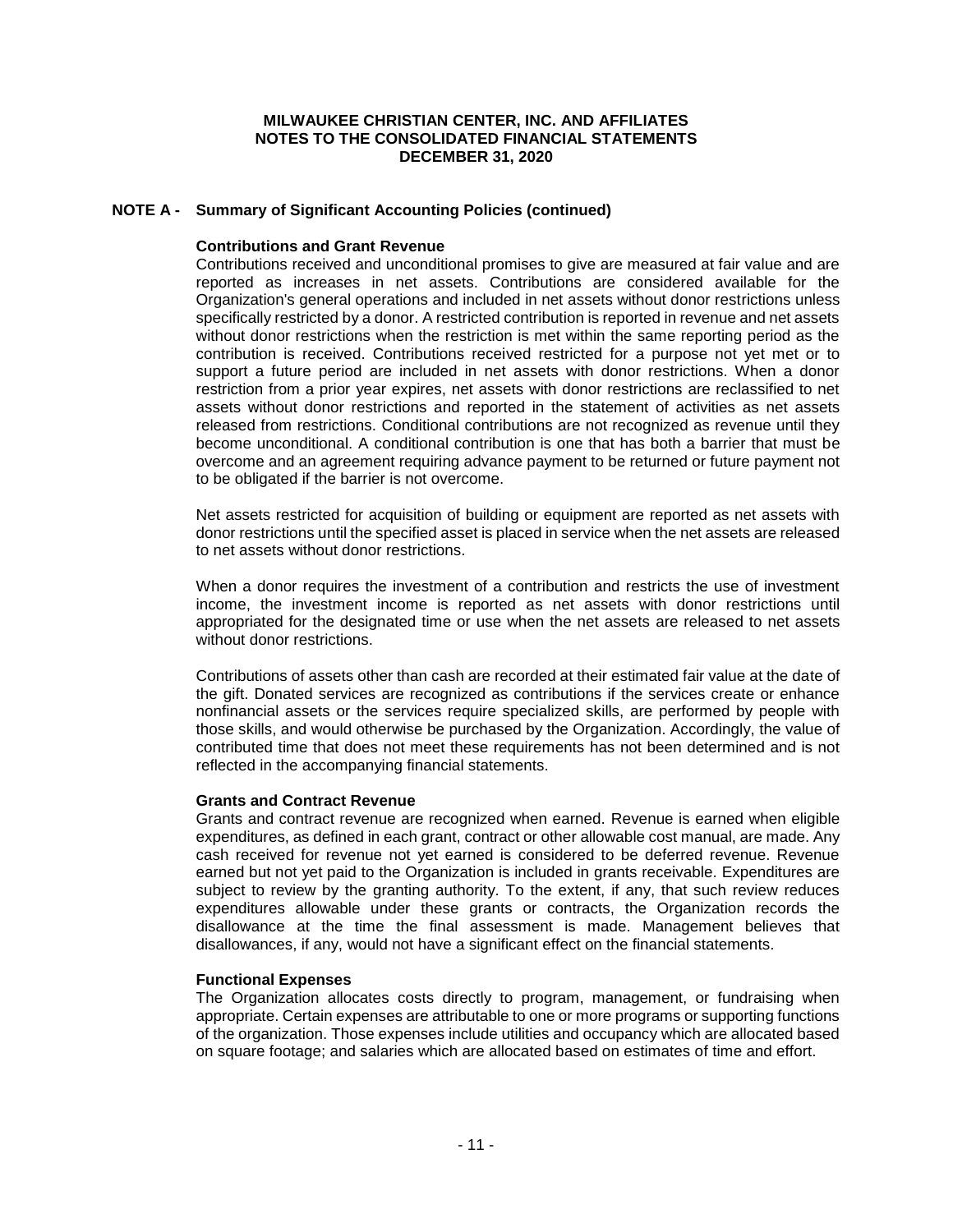# MILWAUKEE CHRISTIAN CENTER, INC. AND AFFILIATES
## NOTES TO THE CONSOLIDATED FINANCIAL STATEMENTS
## DECEMBER 31, 2020

### NOTE A - Summary of Significant Accounting Policies (continued)

**Contributions and Grant Revenue**

Contributions received and unconditional promises to give are measured at fair value and are reported as increases in net assets. Contributions are considered available for the Organization's general operations and included in net assets without donor restrictions unless specifically restricted by a donor. A restricted contribution is reported in revenue and net assets without donor restrictions when the restriction is met within the same reporting period as the contribution is received. Contributions received restricted for a purpose not yet met or to support a future period are included in net assets with donor restrictions. When a donor restriction from a prior year expires, net assets with donor restrictions are reclassified to net assets without donor restrictions and reported in the statement of activities as net assets released from restrictions. Conditional contributions are not recognized as revenue until they become unconditional. A conditional contribution is one that has both a barrier that must be overcome and an agreement requiring advance payment to be returned or future payment not to be obligated if the barrier is not overcome.

Net assets restricted for acquisition of building or equipment are reported as net assets with donor restrictions until the specified asset is placed in service when the net assets are released to net assets without donor restrictions.

When a donor requires the investment of a contribution and restricts the use of investment income, the investment income is reported as net assets with donor restrictions until appropriated for the designated time or use when the net assets are released to net assets without donor restrictions.

Contributions of assets other than cash are recorded at their estimated fair value at the date of the gift. Donated services are recognized as contributions if the services create or enhance nonfinancial assets or the services require specialized skills, are performed by people with those skills, and would otherwise be purchased by the Organization. Accordingly, the value of contributed time that does not meet these requirements has not been determined and is not reflected in the accompanying financial statements.

**Grants and Contract Revenue**

Grants and contract revenue are recognized when earned. Revenue is earned when eligible expenditures, as defined in each grant, contract or other allowable cost manual, are made. Any cash received for revenue not yet earned is considered to be deferred revenue. Revenue earned but not yet paid to the Organization is included in grants receivable. Expenditures are subject to review by the granting authority. To the extent, if any, that such review reduces expenditures allowable under these grants or contracts, the Organization records the disallowance at the time the final assessment is made. Management believes that disallowances, if any, would not have a significant effect on the financial statements.

**Functional Expenses**

The Organization allocates costs directly to program, management, or fundraising when appropriate. Certain expenses are attributable to one or more programs or supporting functions of the organization. Those expenses include utilities and occupancy which are allocated based on square footage; and salaries which are allocated based on estimates of time and effort.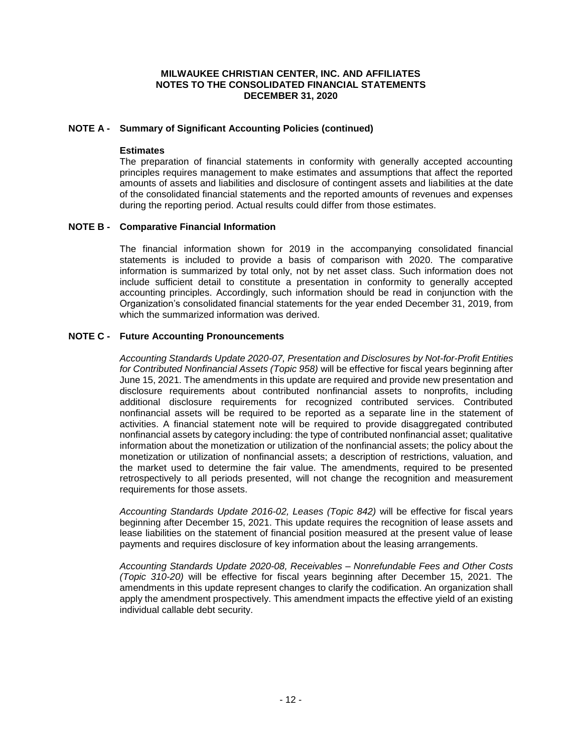## NOTE A - Summary of Significant Accounting Policies (continued)

**Estimates**

The preparation of financial statements in conformity with generally accepted accounting principles requires management to make estimates and assumptions that affect the reported amounts of assets and liabilities and disclosure of contingent assets and liabilities at the date of the consolidated financial statements and the reported amounts of revenues and expenses during the reporting period. Actual results could differ from those estimates.

## NOTE B - Comparative Financial Information

The financial information shown for 2019 in the accompanying consolidated financial statements is included to provide a basis of comparison with 2020. The comparative information is summarized by total only, not by net asset class. Such information does not include sufficient detail to constitute a presentation in conformity to generally accepted accounting principles. Accordingly, such information should be read in conjunction with the Organization's consolidated financial statements for the year ended December 31, 2019, from which the summarized information was derived.

## NOTE C - Future Accounting Pronouncements

*Accounting Standards Update 2020-07, Presentation and Disclosures by Not-for-Profit Entities for Contributed Nonfinancial Assets (Topic 958)* will be effective for fiscal years beginning after June 15, 2021. The amendments in this update are required and provide new presentation and disclosure requirements about contributed nonfinancial assets to nonprofits, including additional disclosure requirements for recognized contributed services. Contributed nonfinancial assets will be required to be reported as a separate line in the statement of activities. A financial statement note will be required to provide disaggregated contributed nonfinancial assets by category including: the type of contributed nonfinancial asset; qualitative information about the monetization or utilization of the nonfinancial assets; the policy about the monetization or utilization of nonfinancial assets; a description of restrictions, valuation, and the market used to determine the fair value. The amendments, required to be presented retrospectively to all periods presented, will not change the recognition and measurement requirements for those assets.

*Accounting Standards Update 2016-02, Leases (Topic 842)* will be effective for fiscal years beginning after December 15, 2021. This update requires the recognition of lease assets and lease liabilities on the statement of financial position measured at the present value of lease payments and requires disclosure of key information about the leasing arrangements.

*Accounting Standards Update 2020-08, Receivables – Nonrefundable Fees and Other Costs (Topic 310-20)* will be effective for fiscal years beginning after December 15, 2021. The amendments in this update represent changes to clarify the codification. An organization shall apply the amendment prospectively. This amendment impacts the effective yield of an existing individual callable debt security.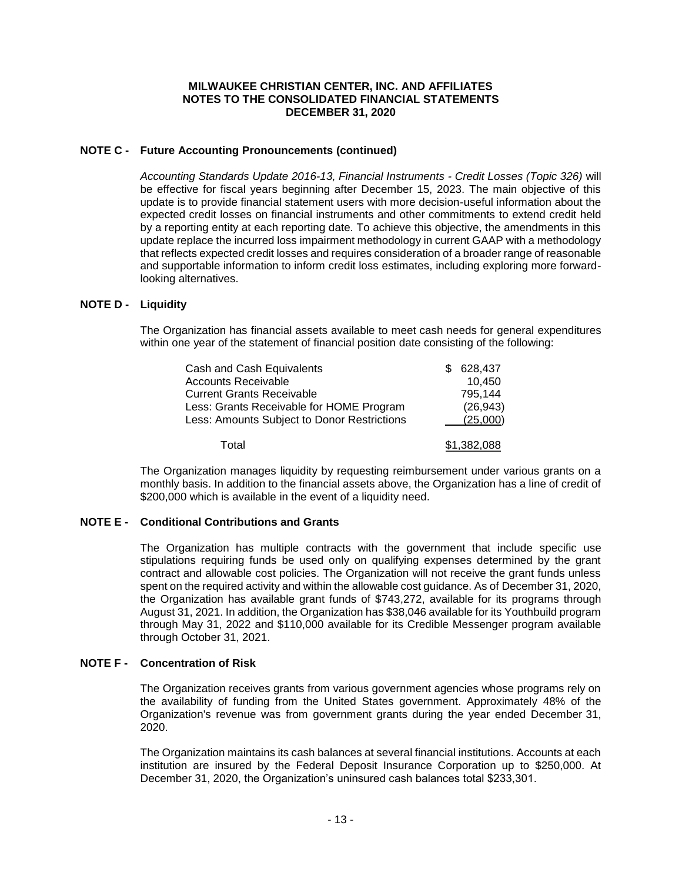**MILWAUKEE CHRISTIAN CENTER, INC. AND AFFILIATES**
**NOTES TO THE CONSOLIDATED FINANCIAL STATEMENTS**
**DECEMBER 31, 2020**

## NOTE C - Future Accounting Pronouncements (continued)

*Accounting Standards Update 2016-13, Financial Instruments - Credit Losses (Topic 326)* will be effective for fiscal years beginning after December 15, 2023. The main objective of this update is to provide financial statement users with more decision-useful information about the expected credit losses on financial instruments and other commitments to extend credit held by a reporting entity at each reporting date. To achieve this objective, the amendments in this update replace the incurred loss impairment methodology in current GAAP with a methodology that reflects expected credit losses and requires consideration of a broader range of reasonable and supportable information to inform credit loss estimates, including exploring more forward-looking alternatives.

## NOTE D - Liquidity

The Organization has financial assets available to meet cash needs for general expenditures within one year of the statement of financial position date consisting of the following:

| | |
|---|---|
| Cash and Cash Equivalents | $ 628,437 |
| Accounts Receivable | 10,450 |
| Current Grants Receivable | 795,144 |
| Less: Grants Receivable for HOME Program | (26,943) |
| Less: Amounts Subject to Donor Restrictions | (25,000) |
| Total | $1,382,088 |

The Organization manages liquidity by requesting reimbursement under various grants on a monthly basis. In addition to the financial assets above, the Organization has a line of credit of $200,000 which is available in the event of a liquidity need.

## NOTE E - Conditional Contributions and Grants

The Organization has multiple contracts with the government that include specific use stipulations requiring funds be used only on qualifying expenses determined by the grant contract and allowable cost policies. The Organization will not receive the grant funds unless spent on the required activity and within the allowable cost guidance. As of December 31, 2020, the Organization has available grant funds of $743,272, available for its programs through August 31, 2021. In addition, the Organization has $38,046 available for its Youthbuild program through May 31, 2022 and $110,000 available for its Credible Messenger program available through October 31, 2021.

## NOTE F - Concentration of Risk

The Organization receives grants from various government agencies whose programs rely on the availability of funding from the United States government. Approximately 48% of the Organization's revenue was from government grants during the year ended December 31, 2020.

The Organization maintains its cash balances at several financial institutions. Accounts at each institution are insured by the Federal Deposit Insurance Corporation up to $250,000. At December 31, 2020, the Organization's uninsured cash balances total $233,301.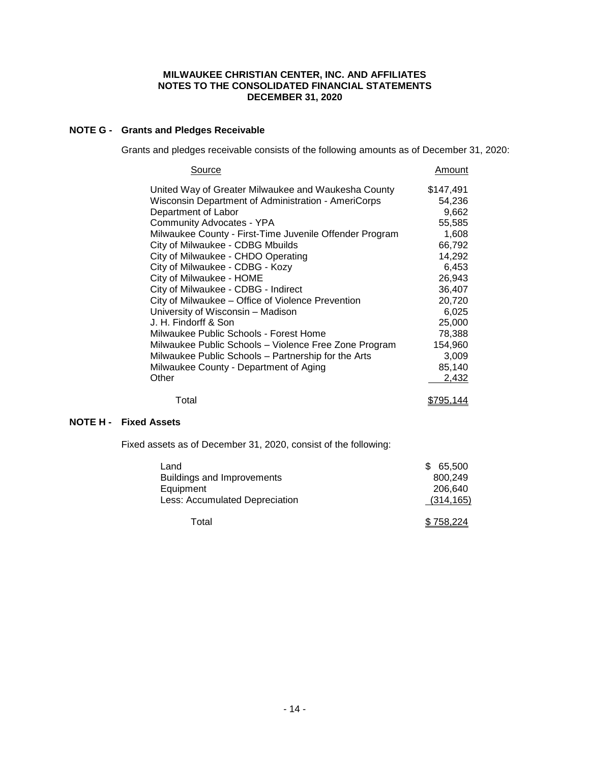**MILWAUKEE CHRISTIAN CENTER, INC. AND AFFILIATES**
**NOTES TO THE CONSOLIDATED FINANCIAL STATEMENTS**
**DECEMBER 31, 2020**

## NOTE G - Grants and Pledges Receivable

Grants and pledges receivable consists of the following amounts as of December 31, 2020:

| Source | Amount |
|---|---|
| United Way of Greater Milwaukee and Waukesha County | $147,491 |
| Wisconsin Department of Administration - AmeriCorps | 54,236 |
| Department of Labor | 9,662 |
| Community Advocates - YPA | 55,585 |
| Milwaukee County - First-Time Juvenile Offender Program | 1,608 |
| City of Milwaukee - CDBG Mbuilds | 66,792 |
| City of Milwaukee - CHDO Operating | 14,292 |
| City of Milwaukee - CDBG - Kozy | 6,453 |
| City of Milwaukee - HOME | 26,943 |
| City of Milwaukee - CDBG - Indirect | 36,407 |
| City of Milwaukee – Office of Violence Prevention | 20,720 |
| University of Wisconsin – Madison | 6,025 |
| J. H. Findorff & Son | 25,000 |
| Milwaukee Public Schools - Forest Home | 78,388 |
| Milwaukee Public Schools – Violence Free Zone Program | 154,960 |
| Milwaukee Public Schools – Partnership for the Arts | 3,009 |
| Milwaukee County - Department of Aging | 85,140 |
| Other | 2,432 |
| Total | $795,144 |

## NOTE H - Fixed Assets

Fixed assets as of December 31, 2020, consist of the following:

| | |
|---|---|
| Land | $ 65,500 |
| Buildings and Improvements | 800,249 |
| Equipment | 206,640 |
| Less: Accumulated Depreciation | (314,165) |
| Total | $ 758,224 |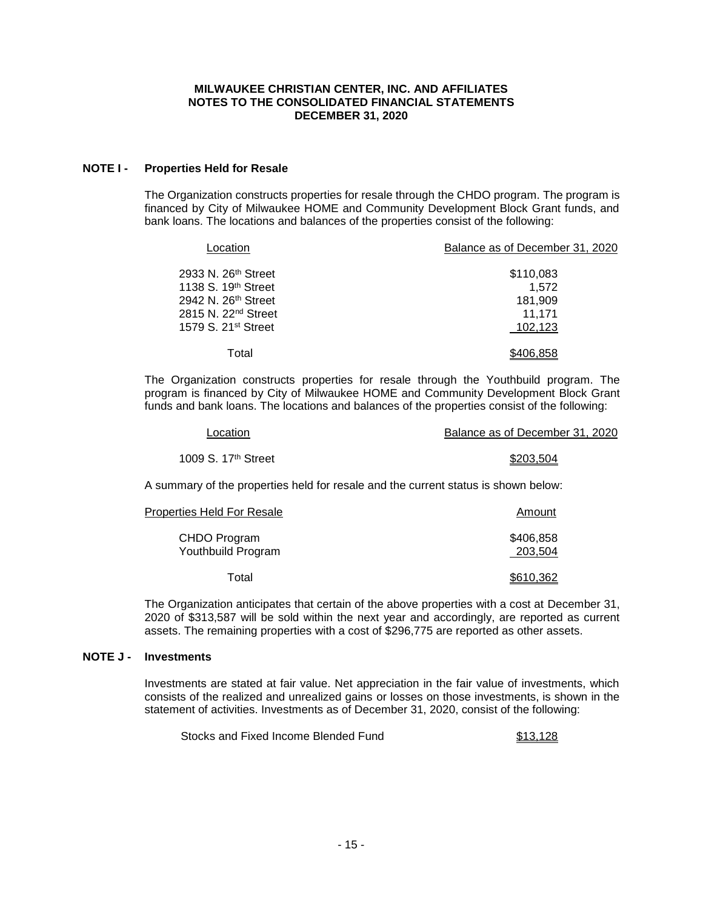**MILWAUKEE CHRISTIAN CENTER, INC. AND AFFILIATES**
**NOTES TO THE CONSOLIDATED FINANCIAL STATEMENTS**
**DECEMBER 31, 2020**

## NOTE I - Properties Held for Resale

The Organization constructs properties for resale through the CHDO program. The program is financed by City of Milwaukee HOME and Community Development Block Grant funds, and bank loans. The locations and balances of the properties consist of the following:

| Location | Balance as of December 31, 2020 |
|---|---|
| 2933 N. 26th Street | $110,083 |
| 1138 S. 19th Street | 1,572 |
| 2942 N. 26th Street | 181,909 |
| 2815 N. 22nd Street | 11,171 |
| 1579 S. 21st Street | 102,123 |
| Total | $406,858 |

The Organization constructs properties for resale through the Youthbuild program. The program is financed by City of Milwaukee HOME and Community Development Block Grant funds and bank loans. The locations and balances of the properties consist of the following:

| Location | Balance as of December 31, 2020 |
|---|---|
| 1009 S. 17th Street | $203,504 |

A summary of the properties held for resale and the current status is shown below:

| Properties Held For Resale | Amount |
|---|---|
| CHDO Program | $406,858 |
| Youthbuild Program | 203,504 |
| Total | $610,362 |

The Organization anticipates that certain of the above properties with a cost at December 31, 2020 of $313,587 will be sold within the next year and accordingly, are reported as current assets. The remaining properties with a cost of $296,775 are reported as other assets.

## NOTE J - Investments

Investments are stated at fair value. Net appreciation in the fair value of investments, which consists of the realized and unrealized gains or losses on those investments, is shown in the statement of activities. Investments as of December 31, 2020, consist of the following:

| | |
|---|---|
| Stocks and Fixed Income Blended Fund | $13,128 |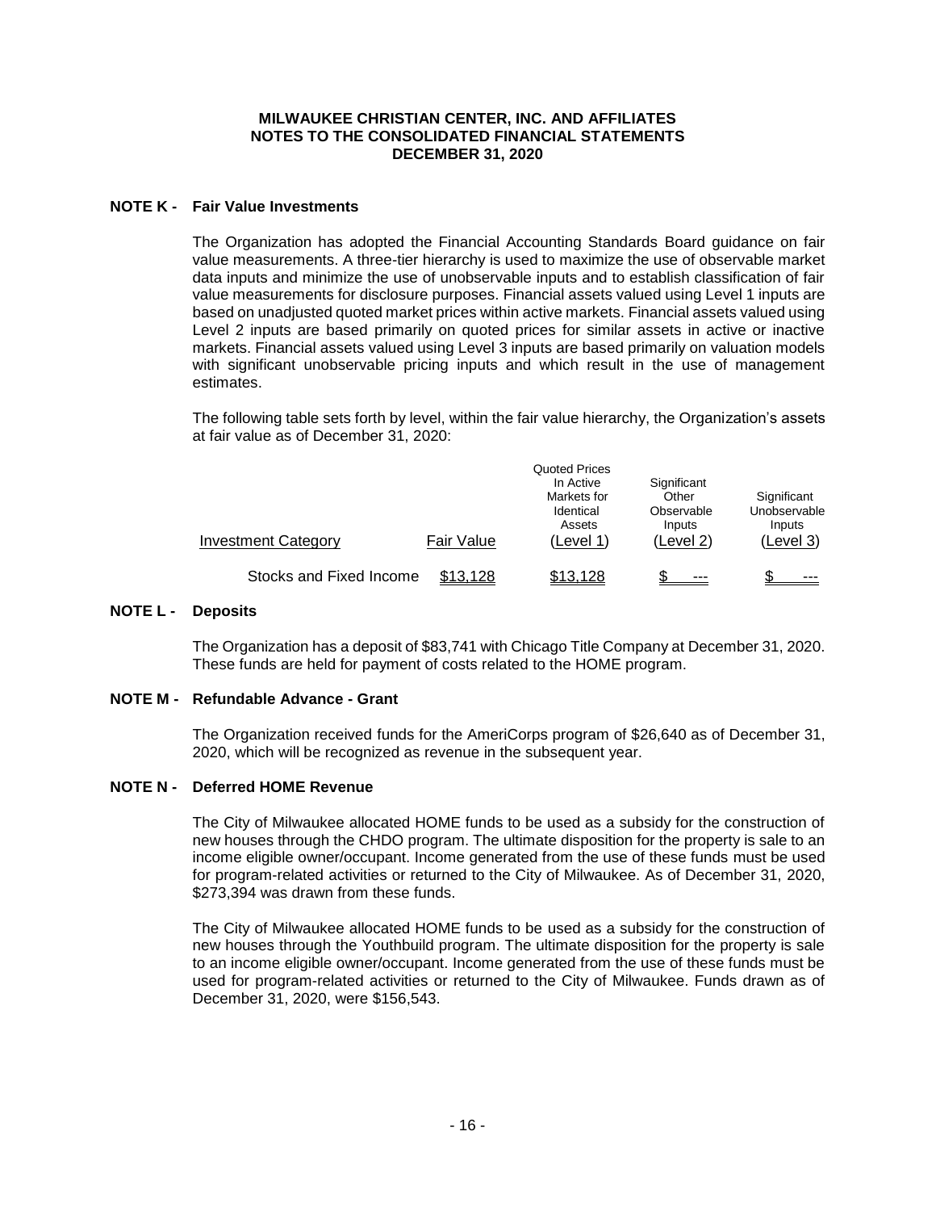**MILWAUKEE CHRISTIAN CENTER, INC. AND AFFILIATES**
**NOTES TO THE CONSOLIDATED FINANCIAL STATEMENTS**
**DECEMBER 31, 2020**

## NOTE K - Fair Value Investments

The Organization has adopted the Financial Accounting Standards Board guidance on fair value measurements. A three-tier hierarchy is used to maximize the use of observable market data inputs and minimize the use of unobservable inputs and to establish classification of fair value measurements for disclosure purposes. Financial assets valued using Level 1 inputs are based on unadjusted quoted market prices within active markets. Financial assets valued using Level 2 inputs are based primarily on quoted prices for similar assets in active or inactive markets. Financial assets valued using Level 3 inputs are based primarily on valuation models with significant unobservable pricing inputs and which result in the use of management estimates.

The following table sets forth by level, within the fair value hierarchy, the Organization's assets at fair value as of December 31, 2020:

| Investment Category | Fair Value | Quoted Prices In Active Markets for Identical Assets (Level 1) | Significant Other Observable Inputs (Level 2) | Significant Unobservable Inputs (Level 3) |
|---|---|---|---|---|
| Stocks and Fixed Income | $13,128 | $13,128 | $ --- | $ --- |

## NOTE L - Deposits

The Organization has a deposit of $83,741 with Chicago Title Company at December 31, 2020. These funds are held for payment of costs related to the HOME program.

## NOTE M - Refundable Advance - Grant

The Organization received funds for the AmeriCorps program of $26,640 as of December 31, 2020, which will be recognized as revenue in the subsequent year.

## NOTE N - Deferred HOME Revenue

The City of Milwaukee allocated HOME funds to be used as a subsidy for the construction of new houses through the CHDO program. The ultimate disposition for the property is sale to an income eligible owner/occupant. Income generated from the use of these funds must be used for program-related activities or returned to the City of Milwaukee. As of December 31, 2020, $273,394 was drawn from these funds.

The City of Milwaukee allocated HOME funds to be used as a subsidy for the construction of new houses through the Youthbuild program. The ultimate disposition for the property is sale to an income eligible owner/occupant. Income generated from the use of these funds must be used for program-related activities or returned to the City of Milwaukee. Funds drawn as of December 31, 2020, were $156,543.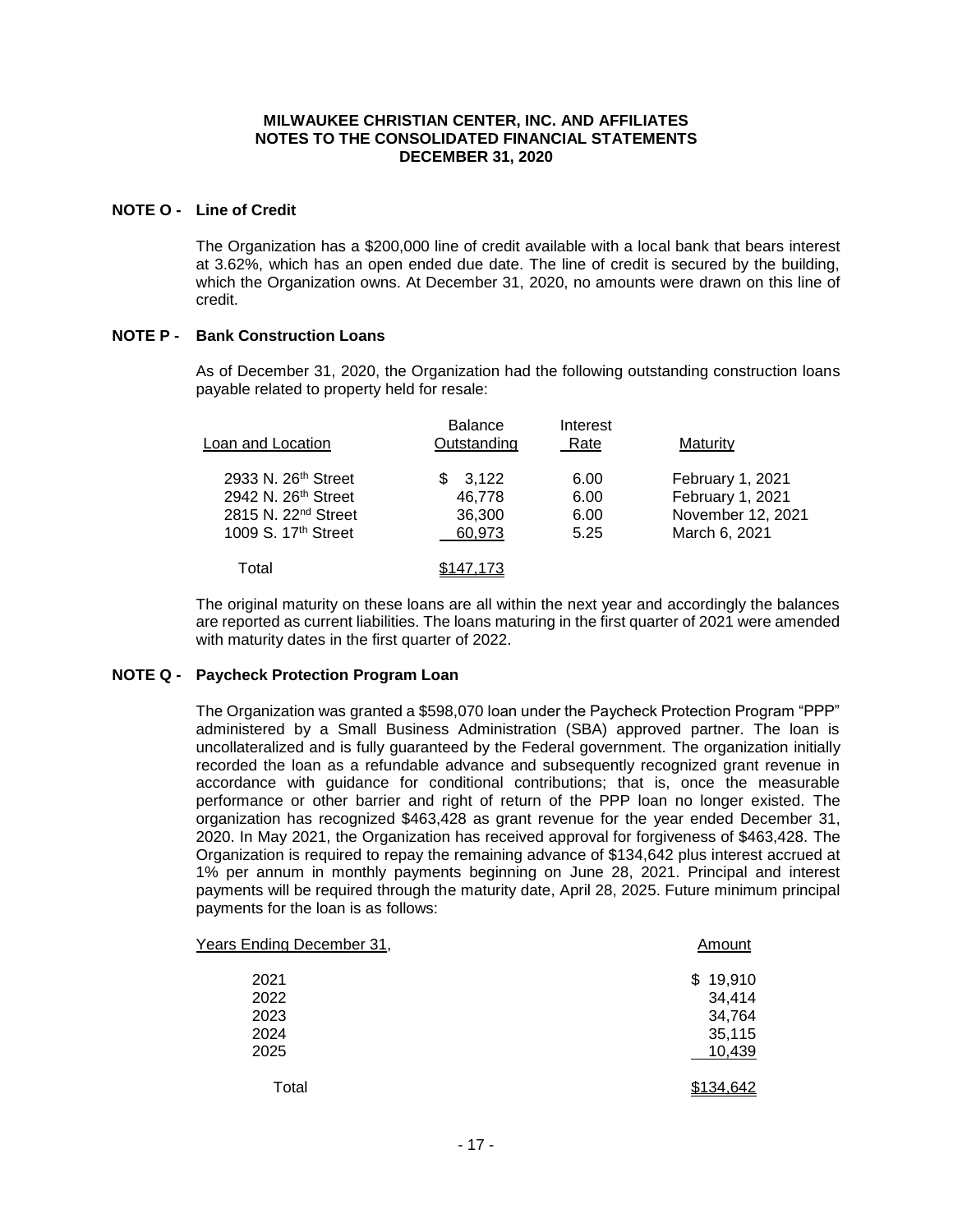**MILWAUKEE CHRISTIAN CENTER, INC. AND AFFILIATES**
**NOTES TO THE CONSOLIDATED FINANCIAL STATEMENTS**
**DECEMBER 31, 2020**

## NOTE O - Line of Credit

The Organization has a $200,000 line of credit available with a local bank that bears interest at 3.62%, which has an open ended due date. The line of credit is secured by the building, which the Organization owns. At December 31, 2020, no amounts were drawn on this line of credit.

## NOTE P - Bank Construction Loans

As of December 31, 2020, the Organization had the following outstanding construction loans payable related to property held for resale:

| Loan and Location | Balance Outstanding | Interest Rate | Maturity |
|---|---|---|---|
| 2933 N. 26th Street | $ 3,122 | 6.00 | February 1, 2021 |
| 2942 N. 26th Street | 46,778 | 6.00 | February 1, 2021 |
| 2815 N. 22nd Street | 36,300 | 6.00 | November 12, 2021 |
| 1009 S. 17th Street | 60,973 | 5.25 | March 6, 2021 |
| Total | $147,173 | | |

The original maturity on these loans are all within the next year and accordingly the balances are reported as current liabilities. The loans maturing in the first quarter of 2021 were amended with maturity dates in the first quarter of 2022.

## NOTE Q - Paycheck Protection Program Loan

The Organization was granted a $598,070 loan under the Paycheck Protection Program "PPP" administered by a Small Business Administration (SBA) approved partner. The loan is uncollateralized and is fully guaranteed by the Federal government. The organization initially recorded the loan as a refundable advance and subsequently recognized grant revenue in accordance with guidance for conditional contributions; that is, once the measurable performance or other barrier and right of return of the PPP loan no longer existed. The organization has recognized $463,428 as grant revenue for the year ended December 31, 2020. In May 2021, the Organization has received approval for forgiveness of $463,428. The Organization is required to repay the remaining advance of $134,642 plus interest accrued at 1% per annum in monthly payments beginning on June 28, 2021. Principal and interest payments will be required through the maturity date, April 28, 2025. Future minimum principal payments for the loan is as follows:

| Years Ending December 31, | Amount |
|---|---|
| 2021 | $ 19,910 |
| 2022 | 34,414 |
| 2023 | 34,764 |
| 2024 | 35,115 |
| 2025 | 10,439 |
| Total | $134,642 |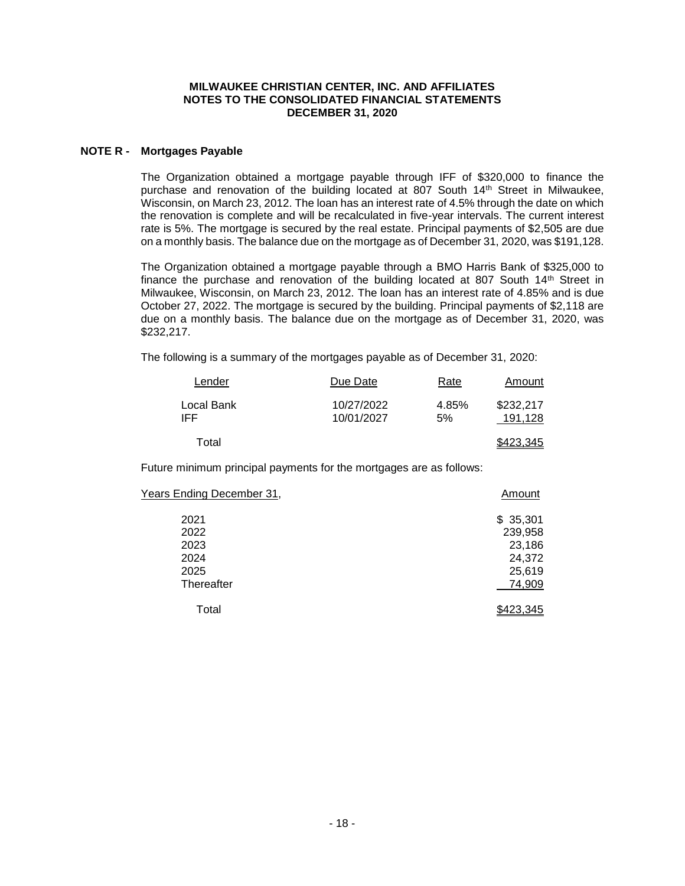**MILWAUKEE CHRISTIAN CENTER, INC. AND AFFILIATES**
**NOTES TO THE CONSOLIDATED FINANCIAL STATEMENTS**
**DECEMBER 31, 2020**

## NOTE R - Mortgages Payable

The Organization obtained a mortgage payable through IFF of $320,000 to finance the purchase and renovation of the building located at 807 South 14th Street in Milwaukee, Wisconsin, on March 23, 2012. The loan has an interest rate of 4.5% through the date on which the renovation is complete and will be recalculated in five-year intervals. The current interest rate is 5%. The mortgage is secured by the real estate. Principal payments of $2,505 are due on a monthly basis. The balance due on the mortgage as of December 31, 2020, was $191,128.

The Organization obtained a mortgage payable through a BMO Harris Bank of $325,000 to finance the purchase and renovation of the building located at 807 South 14th Street in Milwaukee, Wisconsin, on March 23, 2012. The loan has an interest rate of 4.85% and is due October 27, 2022. The mortgage is secured by the building. Principal payments of $2,118 are due on a monthly basis. The balance due on the mortgage as of December 31, 2020, was $232,217.

The following is a summary of the mortgages payable as of December 31, 2020:

| Lender | Due Date | Rate | Amount |
|---|---|---|---|
| Local Bank | 10/27/2022 | 4.85% | $232,217 |
| IFF | 10/01/2027 | 5% | 191,128 |
| Total | | | $423,345 |

Future minimum principal payments for the mortgages are as follows:

| Years Ending December 31, | Amount |
|---|---|
| 2021 | $ 35,301 |
| 2022 | 239,958 |
| 2023 | 23,186 |
| 2024 | 24,372 |
| 2025 | 25,619 |
| Thereafter | 74,909 |
| Total | $423,345 |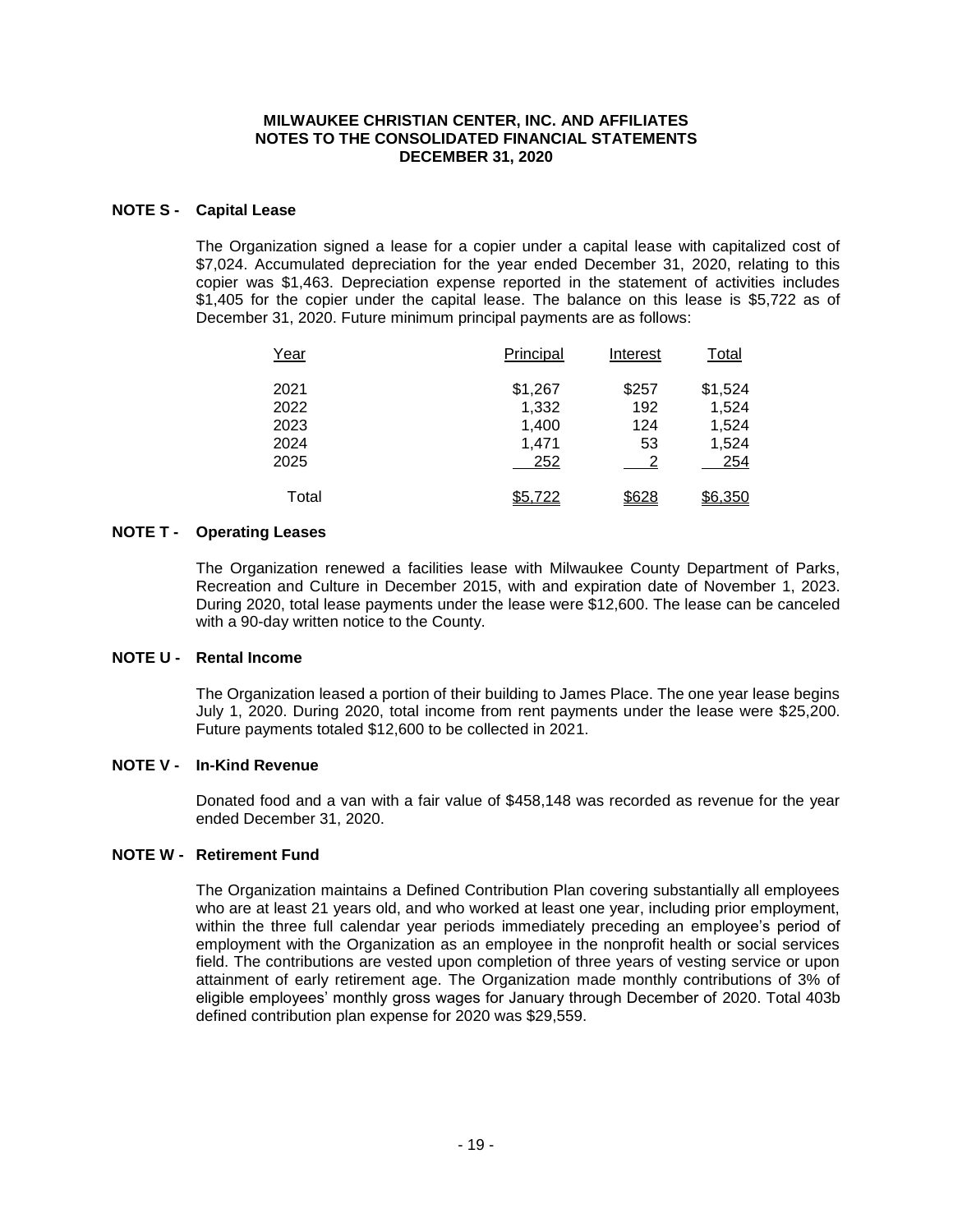**MILWAUKEE CHRISTIAN CENTER, INC. AND AFFILIATES**
**NOTES TO THE CONSOLIDATED FINANCIAL STATEMENTS**
**DECEMBER 31, 2020**

## NOTE S - Capital Lease

The Organization signed a lease for a copier under a capital lease with capitalized cost of $7,024. Accumulated depreciation for the year ended December 31, 2020, relating to this copier was $1,463. Depreciation expense reported in the statement of activities includes $1,405 for the copier under the capital lease. The balance on this lease is $5,722 as of December 31, 2020. Future minimum principal payments are as follows:

| Year | Principal | Interest | Total |
|---|---|---|---|
| 2021 | $1,267 | $257 | $1,524 |
| 2022 | 1,332 | 192 | 1,524 |
| 2023 | 1,400 | 124 | 1,524 |
| 2024 | 1,471 | 53 | 1,524 |
| 2025 | 252 | 2 | 254 |
| Total | $5,722 | $628 | $6,350 |

## NOTE T - Operating Leases

The Organization renewed a facilities lease with Milwaukee County Department of Parks, Recreation and Culture in December 2015, with and expiration date of November 1, 2023. During 2020, total lease payments under the lease were $12,600. The lease can be canceled with a 90-day written notice to the County.

## NOTE U - Rental Income

The Organization leased a portion of their building to James Place. The one year lease begins July 1, 2020. During 2020, total income from rent payments under the lease were $25,200. Future payments totaled $12,600 to be collected in 2021.

## NOTE V - In-Kind Revenue

Donated food and a van with a fair value of $458,148 was recorded as revenue for the year ended December 31, 2020.

## NOTE W - Retirement Fund

The Organization maintains a Defined Contribution Plan covering substantially all employees who are at least 21 years old, and who worked at least one year, including prior employment, within the three full calendar year periods immediately preceding an employee's period of employment with the Organization as an employee in the nonprofit health or social services field. The contributions are vested upon completion of three years of vesting service or upon attainment of early retirement age. The Organization made monthly contributions of 3% of eligible employees' monthly gross wages for January through December of 2020. Total 403b defined contribution plan expense for 2020 was $29,559.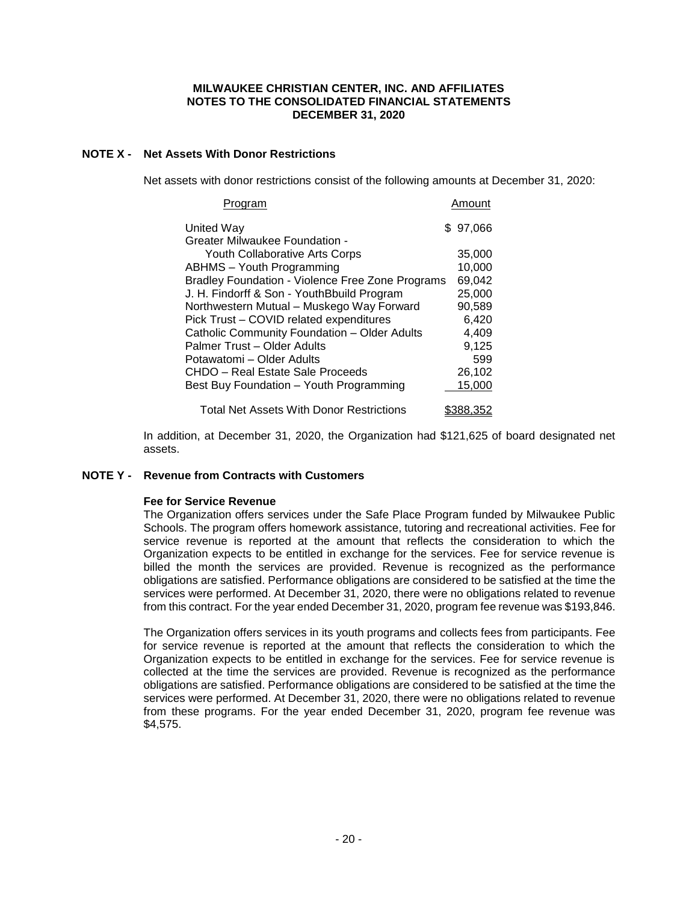**MILWAUKEE CHRISTIAN CENTER, INC. AND AFFILIATES**
**NOTES TO THE CONSOLIDATED FINANCIAL STATEMENTS**
**DECEMBER 31, 2020**

## NOTE X - Net Assets With Donor Restrictions

Net assets with donor restrictions consist of the following amounts at December 31, 2020:

| Program | Amount |
|---|---|
| United Way | $ 97,066 |
| Greater Milwaukee Foundation - Youth Collaborative Arts Corps | 35,000 |
| ABHMS – Youth Programming | 10,000 |
| Bradley Foundation - Violence Free Zone Programs | 69,042 |
| J. H. Findorff & Son - YouthBbuild Program | 25,000 |
| Northwestern Mutual – Muskego Way Forward | 90,589 |
| Pick Trust – COVID related expenditures | 6,420 |
| Catholic Community Foundation – Older Adults | 4,409 |
| Palmer Trust – Older Adults | 9,125 |
| Potawatomi – Older Adults | 599 |
| CHDO – Real Estate Sale Proceeds | 26,102 |
| Best Buy Foundation – Youth Programming | 15,000 |
| Total Net Assets With Donor Restrictions | $388,352 |

In addition, at December 31, 2020, the Organization had $121,625 of board designated net assets.

## NOTE Y - Revenue from Contracts with Customers

**Fee for Service Revenue**

The Organization offers services under the Safe Place Program funded by Milwaukee Public Schools. The program offers homework assistance, tutoring and recreational activities. Fee for service revenue is reported at the amount that reflects the consideration to which the Organization expects to be entitled in exchange for the services. Fee for service revenue is billed the month the services are provided. Revenue is recognized as the performance obligations are satisfied. Performance obligations are considered to be satisfied at the time the services were performed. At December 31, 2020, there were no obligations related to revenue from this contract. For the year ended December 31, 2020, program fee revenue was $193,846.

The Organization offers services in its youth programs and collects fees from participants. Fee for service revenue is reported at the amount that reflects the consideration to which the Organization expects to be entitled in exchange for the services. Fee for service revenue is collected at the time the services are provided. Revenue is recognized as the performance obligations are satisfied. Performance obligations are considered to be satisfied at the time the services were performed. At December 31, 2020, there were no obligations related to revenue from these programs. For the year ended December 31, 2020, program fee revenue was $4,575.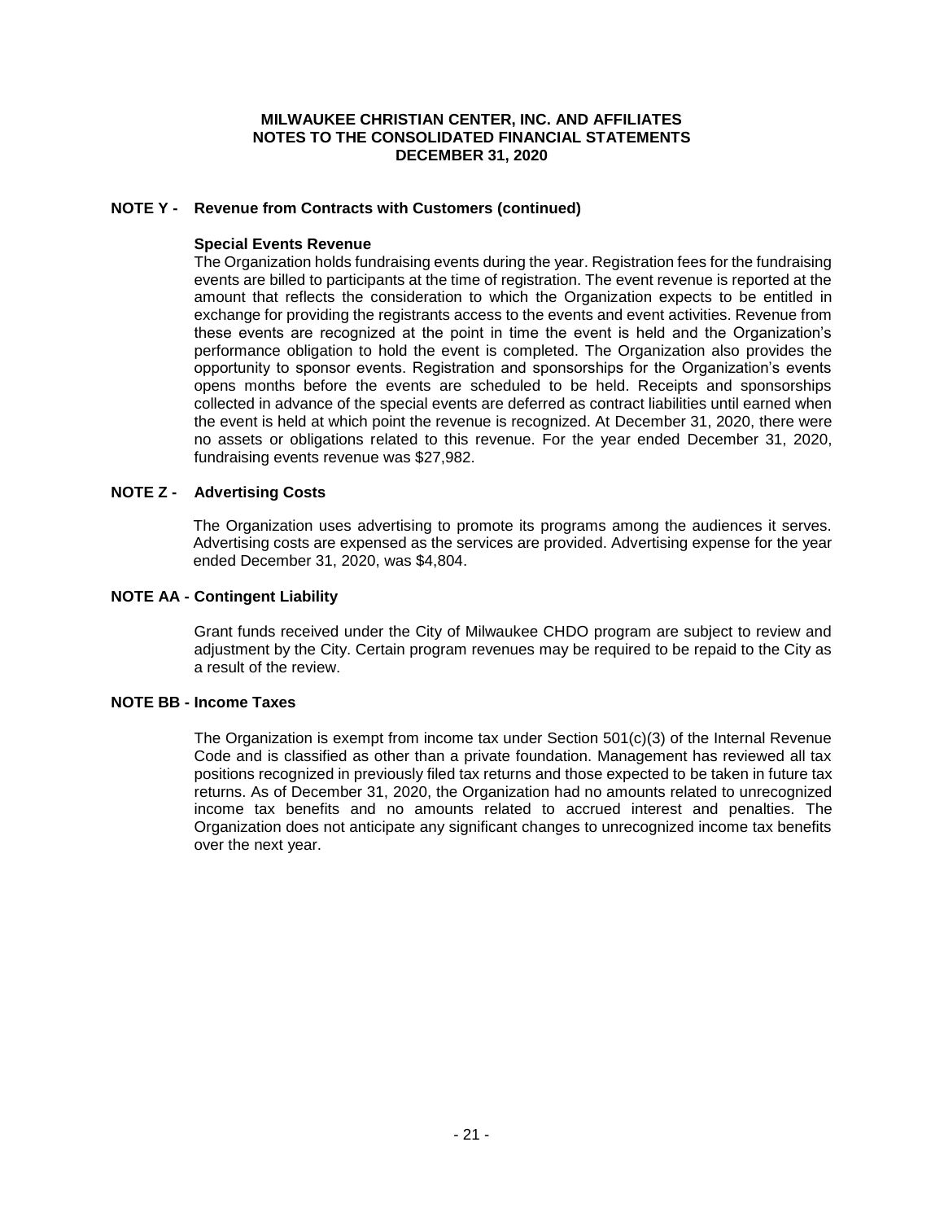## NOTE Y - Revenue from Contracts with Customers (continued)

### Special Events Revenue

The Organization holds fundraising events during the year. Registration fees for the fundraising events are billed to participants at the time of registration. The event revenue is reported at the amount that reflects the consideration to which the Organization expects to be entitled in exchange for providing the registrants access to the events and event activities. Revenue from these events are recognized at the point in time the event is held and the Organization's performance obligation to hold the event is completed. The Organization also provides the opportunity to sponsor events. Registration and sponsorships for the Organization's events opens months before the events are scheduled to be held. Receipts and sponsorships collected in advance of the special events are deferred as contract liabilities until earned when the event is held at which point the revenue is recognized. At December 31, 2020, there were no assets or obligations related to this revenue. For the year ended December 31, 2020, fundraising events revenue was $27,982.

## NOTE Z - Advertising Costs

The Organization uses advertising to promote its programs among the audiences it serves. Advertising costs are expensed as the services are provided. Advertising expense for the year ended December 31, 2020, was $4,804.

## NOTE AA - Contingent Liability

Grant funds received under the City of Milwaukee CHDO program are subject to review and adjustment by the City. Certain program revenues may be required to be repaid to the City as a result of the review.

## NOTE BB - Income Taxes

The Organization is exempt from income tax under Section 501(c)(3) of the Internal Revenue Code and is classified as other than a private foundation. Management has reviewed all tax positions recognized in previously filed tax returns and those expected to be taken in future tax returns. As of December 31, 2020, the Organization had no amounts related to unrecognized income tax benefits and no amounts related to accrued interest and penalties. The Organization does not anticipate any significant changes to unrecognized income tax benefits over the next year.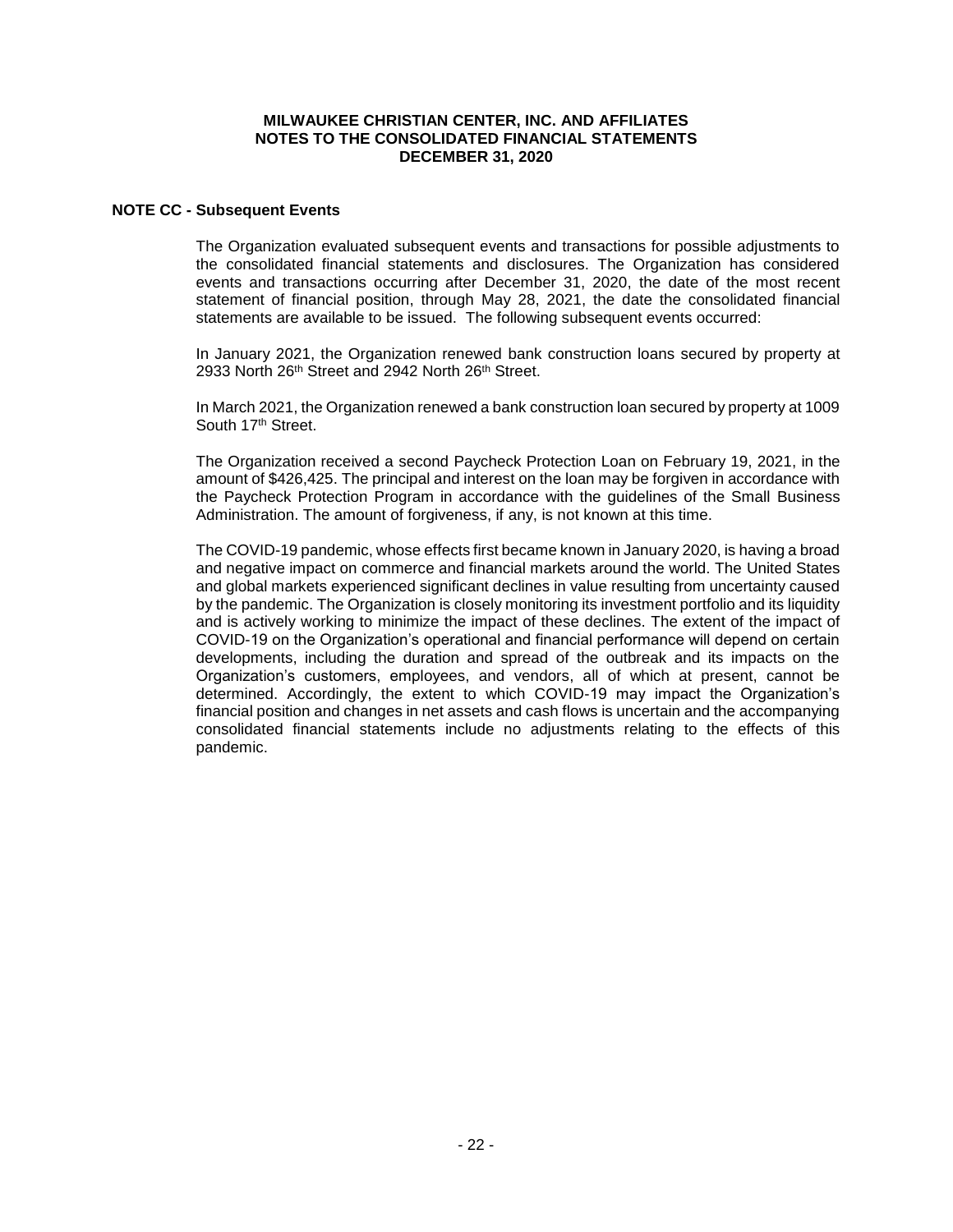# MILWAUKEE CHRISTIAN CENTER, INC. AND AFFILIATES
## NOTES TO THE CONSOLIDATED FINANCIAL STATEMENTS
## DECEMBER 31, 2020

**NOTE CC - Subsequent Events**

The Organization evaluated subsequent events and transactions for possible adjustments to the consolidated financial statements and disclosures. The Organization has considered events and transactions occurring after December 31, 2020, the date of the most recent statement of financial position, through May 28, 2021, the date the consolidated financial statements are available to be issued. The following subsequent events occurred:

In January 2021, the Organization renewed bank construction loans secured by property at 2933 North 26th Street and 2942 North 26th Street.

In March 2021, the Organization renewed a bank construction loan secured by property at 1009 South 17th Street.

The Organization received a second Paycheck Protection Loan on February 19, 2021, in the amount of $426,425. The principal and interest on the loan may be forgiven in accordance with the Paycheck Protection Program in accordance with the guidelines of the Small Business Administration. The amount of forgiveness, if any, is not known at this time.

The COVID-19 pandemic, whose effects first became known in January 2020, is having a broad and negative impact on commerce and financial markets around the world. The United States and global markets experienced significant declines in value resulting from uncertainty caused by the pandemic. The Organization is closely monitoring its investment portfolio and its liquidity and is actively working to minimize the impact of these declines. The extent of the impact of COVID-19 on the Organization's operational and financial performance will depend on certain developments, including the duration and spread of the outbreak and its impacts on the Organization's customers, employees, and vendors, all of which at present, cannot be determined. Accordingly, the extent to which COVID-19 may impact the Organization's financial position and changes in net assets and cash flows is uncertain and the accompanying consolidated financial statements include no adjustments relating to the effects of this pandemic.